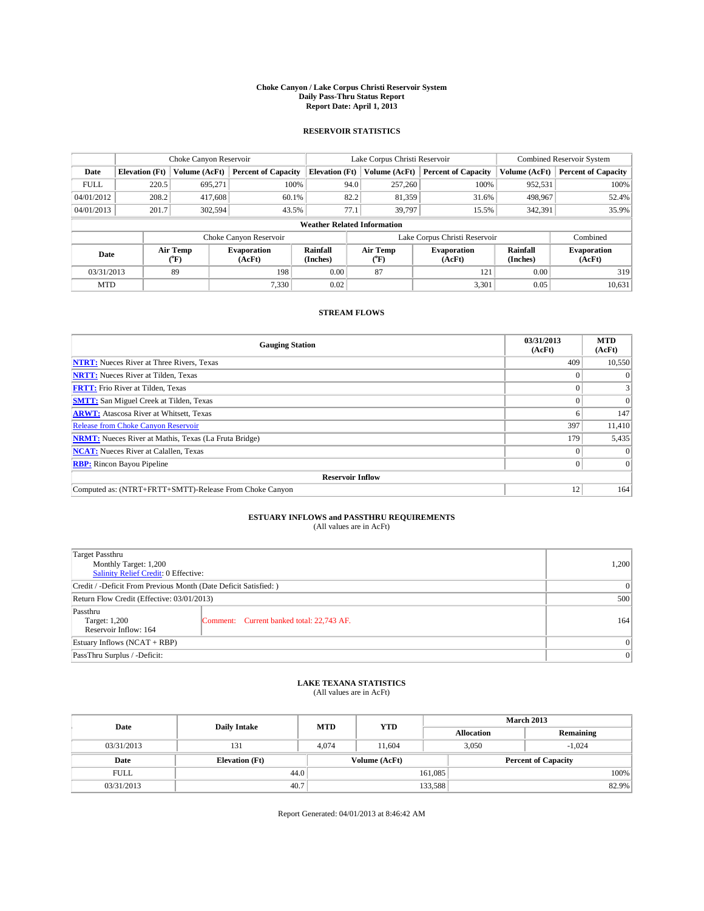# Choke Canyon / Lake Corpus Christi Reservoir System
## Daily Pass-Thru Status Report
### Report Date: April 1, 2013

## RESERVOIR STATISTICS

| | Choke Canyon Reservoir | | | Lake Corpus Christi Reservoir | | | Combined Reservoir System | |
|---|---|---|---|---|---|---|---|---|
| Date | Elevation (Ft) | Volume (AcFt) | Percent of Capacity | Elevation (Ft) | Volume (AcFt) | Percent of Capacity | Volume (AcFt) | Percent of Capacity |
| FULL | 220.5 | 695,271 | 100% | 94.0 | 257,260 | 100% | 952,531 | 100% |
| 04/01/2012 | 208.2 | 417,608 | 60.1% | 82.2 | 81,359 | 31.6% | 498,967 | 52.4% |
| 04/01/2013 | 201.7 | 302,594 | 43.5% | 77.1 | 39,797 | 15.5% | 342,391 | 35.9% |

**Weather Related Information**

| | Choke Canyon Reservoir | | | Lake Corpus Christi Reservoir | | | Combined |
|---|---|---|---|---|---|---|---|
| Date | Air Temp (°F) | Evaporation (AcFt) | Rainfall (Inches) | Air Temp (°F) | Evaporation (AcFt) | Rainfall (Inches) | Evaporation (AcFt) |
| 03/31/2013 | 89 | 198 | 0.00 | 87 | 121 | 0.00 | 319 |
| MTD | | 7,330 | 0.02 | | 3,301 | 0.05 | 10,631 |

## STREAM FLOWS

| Gauging Station | 03/31/2013 (AcFt) | MTD (AcFt) |
|---|---|---|
| **NTRT:** Nueces River at Three Rivers, Texas | 409 | 10,550 |
| **NRTT:** Nueces River at Tilden, Texas | 0 | 0 |
| **FRTT:** Frio River at Tilden, Texas | 0 | 3 |
| **SMTT:** San Miguel Creek at Tilden, Texas | 0 | 0 |
| **ARWT:** Atascosa River at Whitsett, Texas | 6 | 147 |
| Release from Choke Canyon Reservoir | 397 | 11,410 |
| **NRMT:** Nueces River at Mathis, Texas (La Fruta Bridge) | 179 | 5,435 |
| **NCAT:** Nueces River at Calallen, Texas | 0 | 0 |
| **RBP:** Rincon Bayou Pipeline | 0 | 0 |
| **Reservoir Inflow** | | |
| Computed as: (NTRT+FRTT+SMTT)-Release From Choke Canyon | 12 | 164 |

## ESTUARY INFLOWS and PASSTHRU REQUIREMENTS
(All values are in AcFt)

| | | |
|---|---|---|
| Target Passthru<br>Monthly Target: 1,200<br>Salinity Relief Credit: 0 Effective: | | 1,200 |
| Credit / -Deficit From Previous Month (Date Deficit Satisfied: ) | | 0 |
| Return Flow Credit (Effective: 03/01/2013) | | 500 |
| Passthru<br>Target: 1,200<br>Reservoir Inflow: 164 | Comment: Current banked total: 22,743 AF. | 164 |
| Estuary Inflows (NCAT + RBP) | | 0 |
| PassThru Surplus / -Deficit: | | 0 |

## LAKE TEXANA STATISTICS
(All values are in AcFt)

| Date | Daily Intake | MTD | YTD | March 2013 Allocation | March 2013 Remaining |
|---|---|---|---|---|---|
| 03/31/2013 | 131 | 4,074 | 11,604 | 3,050 | -1,024 |

| Date | Elevation (Ft) | Volume (AcFt) | Percent of Capacity |
|---|---|---|---|
| FULL | 44.0 | 161,085 | 100% |
| 03/31/2013 | 40.7 | 133,588 | 82.9% |

Report Generated: 04/01/2013 at 8:46:42 AM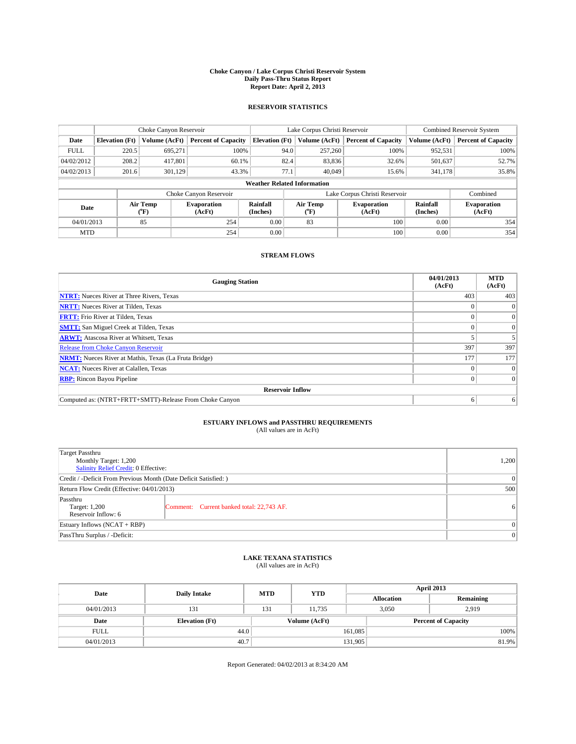# Choke Canyon / Lake Corpus Christi Reservoir System
## Daily Pass-Thru Status Report
### Report Date: April 2, 2013

## RESERVOIR STATISTICS

| | Choke Canyon Reservoir | | | Lake Corpus Christi Reservoir | | | Combined Reservoir System | |
|---|---|---|---|---|---|---|---|---|
| Date | Elevation (Ft) | Volume (AcFt) | Percent of Capacity | Elevation (Ft) | Volume (AcFt) | Percent of Capacity | Volume (AcFt) | Percent of Capacity |
| FULL | 220.5 | 695,271 | 100% | 94.0 | 257,260 | 100% | 952,531 | 100% |
| 04/02/2012 | 208.2 | 417,801 | 60.1% | 82.4 | 83,836 | 32.6% | 501,637 | 52.7% |
| 04/02/2013 | 201.6 | 301,129 | 43.3% | 77.1 | 40,049 | 15.6% | 341,178 | 35.8% |

**Weather Related Information**

| | Choke Canyon Reservoir | | | Lake Corpus Christi Reservoir | | | Combined |
|---|---|---|---|---|---|---|---|
| Date | Air Temp (°F) | Evaporation (AcFt) | Rainfall (Inches) | Air Temp (°F) | Evaporation (AcFt) | Rainfall (Inches) | Evaporation (AcFt) |
| 04/01/2013 | 85 | 254 | 0.00 | 83 | 100 | 0.00 | 354 |
| MTD | | 254 | 0.00 | | 100 | 0.00 | 354 |

## STREAM FLOWS

| Gauging Station | 04/01/2013 (AcFt) | MTD (AcFt) |
|---|---|---|
| **NTRT:** Nueces River at Three Rivers, Texas | 403 | 403 |
| **NRTT:** Nueces River at Tilden, Texas | 0 | 0 |
| **FRTT:** Frio River at Tilden, Texas | 0 | 0 |
| **SMTT:** San Miguel Creek at Tilden, Texas | 0 | 0 |
| **ARWT:** Atascosa River at Whitsett, Texas | 5 | 5 |
| Release from Choke Canyon Reservoir | 397 | 397 |
| **NRMT:** Nueces River at Mathis, Texas (La Fruta Bridge) | 177 | 177 |
| **NCAT:** Nueces River at Calallen, Texas | 0 | 0 |
| **RBP:** Rincon Bayou Pipeline | 0 | 0 |
| **Reservoir Inflow** | | |
| Computed as: (NTRT+FRTT+SMTT)-Release From Choke Canyon | 6 | 6 |

## ESTUARY INFLOWS and PASSTHRU REQUIREMENTS
(All values are in AcFt)

| | | |
|---|---|---|
| Target Passthru<br>Monthly Target: 1,200<br>Salinity Relief Credit: 0 Effective: | | 1,200 |
| Credit / -Deficit From Previous Month (Date Deficit Satisfied: ) | | 0 |
| Return Flow Credit (Effective: 04/01/2013) | | 500 |
| Passthru<br>Target: 1,200<br>Reservoir Inflow: 6 | Comment: Current banked total: 22,743 AF. | 6 |
| Estuary Inflows (NCAT + RBP) | | 0 |
| PassThru Surplus / -Deficit: | | 0 |

## LAKE TEXANA STATISTICS
(All values are in AcFt)

| Date | Daily Intake | MTD | YTD | April 2013 Allocation | April 2013 Remaining |
|---|---|---|---|---|---|
| 04/01/2013 | 131 | 131 | 11,735 | 3,050 | 2,919 |

| Date | Elevation (Ft) | Volume (AcFt) | Percent of Capacity |
|---|---|---|---|
| FULL | 44.0 | 161,085 | 100% |
| 04/01/2013 | 40.7 | 131,905 | 81.9% |

Report Generated: 04/02/2013 at 8:34:20 AM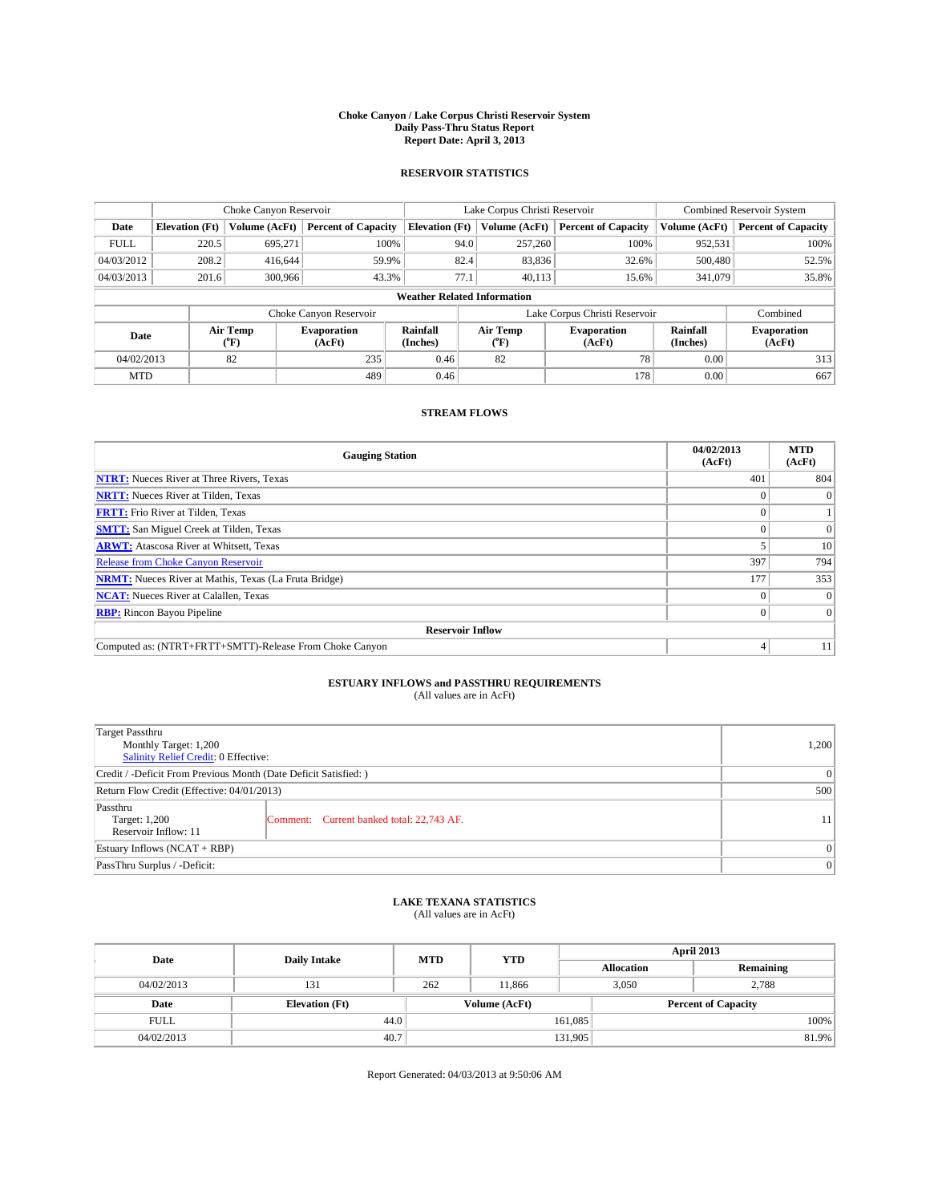# Choke Canyon / Lake Corpus Christi Reservoir System
## Daily Pass-Thru Status Report
### Report Date: April 3, 2013

## RESERVOIR STATISTICS

| | Choke Canyon Reservoir | | | Lake Corpus Christi Reservoir | | | Combined Reservoir System | |
|---|---|---|---|---|---|---|---|---|
| Date | Elevation (Ft) | Volume (AcFt) | Percent of Capacity | Elevation (Ft) | Volume (AcFt) | Percent of Capacity | Volume (AcFt) | Percent of Capacity |
| FULL | 220.5 | 695,271 | 100% | 94.0 | 257,260 | 100% | 952,531 | 100% |
| 04/03/2012 | 208.2 | 416,644 | 59.9% | 82.4 | 83,836 | 32.6% | 500,480 | 52.5% |
| 04/03/2013 | 201.6 | 300,966 | 43.3% | 77.1 | 40,113 | 15.6% | 341,079 | 35.8% |

**Weather Related Information**

| | Choke Canyon Reservoir | | | Lake Corpus Christi Reservoir | | | Combined |
|---|---|---|---|---|---|---|---|
| Date | Air Temp (°F) | Evaporation (AcFt) | Rainfall (Inches) | Air Temp (°F) | Evaporation (AcFt) | Rainfall (Inches) | Evaporation (AcFt) |
| 04/02/2013 | 82 | 235 | 0.46 | 82 | 78 | 0.00 | 313 |
| MTD | | 489 | 0.46 | | 178 | 0.00 | 667 |

## STREAM FLOWS

| Gauging Station | 04/02/2013 (AcFt) | MTD (AcFt) |
|---|---|---|
| NTRT: Nueces River at Three Rivers, Texas | 401 | 804 |
| NRTT: Nueces River at Tilden, Texas | 0 | 0 |
| FRTT: Frio River at Tilden, Texas | 0 | 1 |
| SMTT: San Miguel Creek at Tilden, Texas | 0 | 0 |
| ARWT: Atascosa River at Whitsett, Texas | 5 | 10 |
| Release from Choke Canyon Reservoir | 397 | 794 |
| NRMT: Nueces River at Mathis, Texas (La Fruta Bridge) | 177 | 353 |
| NCAT: Nueces River at Calallen, Texas | 0 | 0 |
| RBP: Rincon Bayou Pipeline | 0 | 0 |
| **Reservoir Inflow** | | |
| Computed as: (NTRT+FRTT+SMTT)-Release From Choke Canyon | 4 | 11 |

## ESTUARY INFLOWS and PASSTHRU REQUIREMENTS
(All values are in AcFt)

| | | |
|---|---|---|
| Target Passthru<br>Monthly Target: 1,200<br>Salinity Relief Credit: 0 Effective: | | 1,200 |
| Credit / -Deficit From Previous Month (Date Deficit Satisfied: ) | | 0 |
| Return Flow Credit (Effective: 04/01/2013) | | 500 |
| Passthru<br>Target: 1,200<br>Reservoir Inflow: 11 | Comment: Current banked total: 22,743 AF. | 11 |
| Estuary Inflows (NCAT + RBP) | | 0 |
| PassThru Surplus / -Deficit: | | 0 |

## LAKE TEXANA STATISTICS
(All values are in AcFt)

| Date | Daily Intake | MTD | YTD | April 2013 Allocation | April 2013 Remaining |
|---|---|---|---|---|---|
| 04/02/2013 | 131 | 262 | 11,866 | 3,050 | 2,788 |

| Date | Elevation (Ft) | Volume (AcFt) | Percent of Capacity |
|---|---|---|---|
| FULL | 44.0 | 161,085 | 100% |
| 04/02/2013 | 40.7 | 131,905 | 81.9% |

Report Generated: 04/03/2013 at 9:50:06 AM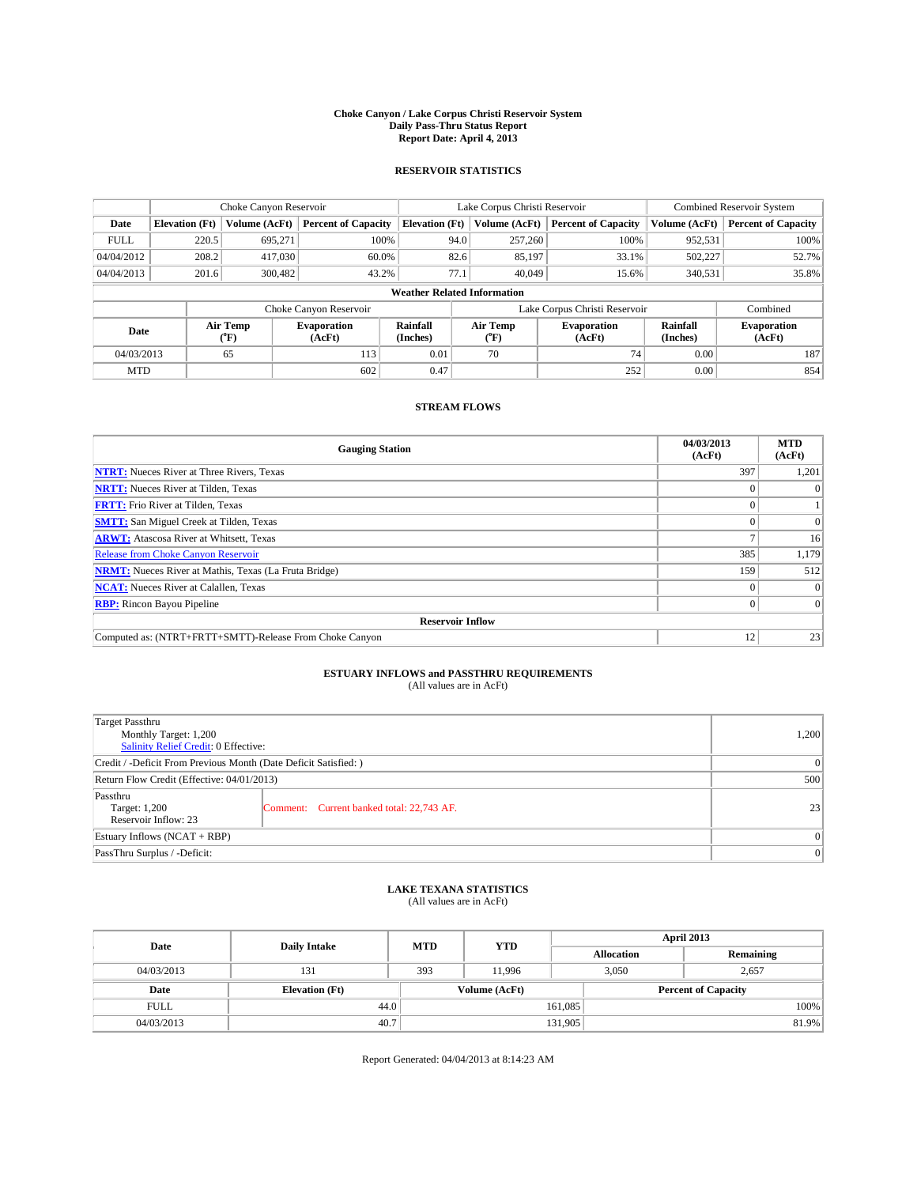**Choke Canyon / Lake Corpus Christi Reservoir System**
**Daily Pass-Thru Status Report**
**Report Date: April 4, 2013**

## RESERVOIR STATISTICS

| | Choke Canyon Reservoir | | | Lake Corpus Christi Reservoir | | | Combined Reservoir System | |
|---|---|---|---|---|---|---|---|---|
| Date | Elevation (Ft) | Volume (AcFt) | Percent of Capacity | Elevation (Ft) | Volume (AcFt) | Percent of Capacity | Volume (AcFt) | Percent of Capacity |
| FULL | 220.5 | 695,271 | 100% | 94.0 | 257,260 | 100% | 952,531 | 100% |
| 04/04/2012 | 208.2 | 417,030 | 60.0% | 82.6 | 85,197 | 33.1% | 502,227 | 52.7% |
| 04/04/2013 | 201.6 | 300,482 | 43.2% | 77.1 | 40,049 | 15.6% | 340,531 | 35.8% |

**Weather Related Information**

| | Choke Canyon Reservoir | | | Lake Corpus Christi Reservoir | | | Combined |
|---|---|---|---|---|---|---|---|
| Date | Air Temp (°F) | Evaporation (AcFt) | Rainfall (Inches) | Air Temp (°F) | Evaporation (AcFt) | Rainfall (Inches) | Evaporation (AcFt) |
| 04/03/2013 | 65 | 113 | 0.01 | 70 | 74 | 0.00 | 187 |
| MTD | | 602 | 0.47 | | 252 | 0.00 | 854 |

## STREAM FLOWS

| Gauging Station | 04/03/2013 (AcFt) | MTD (AcFt) |
|---|---|---|
| **NTRT:** Nueces River at Three Rivers, Texas | 397 | 1,201 |
| **NRTT:** Nueces River at Tilden, Texas | 0 | 0 |
| **FRTT:** Frio River at Tilden, Texas | 0 | 1 |
| **SMTT:** San Miguel Creek at Tilden, Texas | 0 | 0 |
| **ARWT:** Atascosa River at Whitsett, Texas | 7 | 16 |
| Release from Choke Canyon Reservoir | 385 | 1,179 |
| **NRMT:** Nueces River at Mathis, Texas (La Fruta Bridge) | 159 | 512 |
| **NCAT:** Nueces River at Calallen, Texas | 0 | 0 |
| **RBP:** Rincon Bayou Pipeline | 0 | 0 |
| **Reservoir Inflow** | | |
| Computed as: (NTRT+FRTT+SMTT)-Release From Choke Canyon | 12 | 23 |

## ESTUARY INFLOWS and PASSTHRU REQUIREMENTS
(All values are in AcFt)

| | | |
|---|---|---|
| Target Passthru<br>Monthly Target: 1,200<br>Salinity Relief Credit: 0 Effective: | | 1,200 |
| Credit / -Deficit From Previous Month (Date Deficit Satisfied: ) | | 0 |
| Return Flow Credit (Effective: 04/01/2013) | | 500 |
| Passthru<br>Target: 1,200<br>Reservoir Inflow: 23 | Comment: Current banked total: 22,743 AF. | 23 |
| Estuary Inflows (NCAT + RBP) | | 0 |
| PassThru Surplus / -Deficit: | | 0 |

## LAKE TEXANA STATISTICS
(All values are in AcFt)

| Date | Daily Intake | MTD | YTD | April 2013 Allocation | April 2013 Remaining |
|---|---|---|---|---|---|
| 04/03/2013 | 131 | 393 | 11,996 | 3,050 | 2,657 |

| Date | Elevation (Ft) | Volume (AcFt) | Percent of Capacity |
|---|---|---|---|
| FULL | 44.0 | 161,085 | 100% |
| 04/03/2013 | 40.7 | 131,905 | 81.9% |

Report Generated: 04/04/2013 at 8:14:23 AM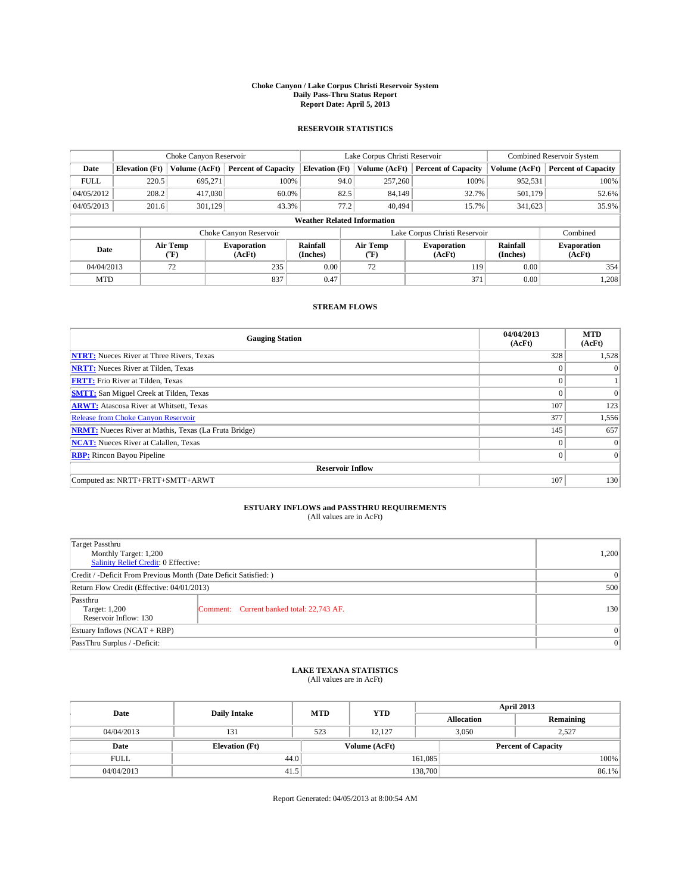**Choke Canyon / Lake Corpus Christi Reservoir System**
**Daily Pass-Thru Status Report**
**Report Date: April 5, 2013**

## RESERVOIR STATISTICS

| | Choke Canyon Reservoir | | | Lake Corpus Christi Reservoir | | | Combined Reservoir System | |
|---|---|---|---|---|---|---|---|---|
| Date | Elevation (Ft) | Volume (AcFt) | Percent of Capacity | Elevation (Ft) | Volume (AcFt) | Percent of Capacity | Volume (AcFt) | Percent of Capacity |
| FULL | 220.5 | 695,271 | 100% | 94.0 | 257,260 | 100% | 952,531 | 100% |
| 04/05/2012 | 208.2 | 417,030 | 60.0% | 82.5 | 84,149 | 32.7% | 501,179 | 52.6% |
| 04/05/2013 | 201.6 | 301,129 | 43.3% | 77.2 | 40,494 | 15.7% | 341,623 | 35.9% |

**Weather Related Information**

| | Choke Canyon Reservoir | | | Lake Corpus Christi Reservoir | | | Combined |
|---|---|---|---|---|---|---|---|
| Date | Air Temp (°F) | Evaporation (AcFt) | Rainfall (Inches) | Air Temp (°F) | Evaporation (AcFt) | Rainfall (Inches) | Evaporation (AcFt) |
| 04/04/2013 | 72 | 235 | 0.00 | 72 | 119 | 0.00 | 354 |
| MTD | | 837 | 0.47 | | 371 | 0.00 | 1,208 |

## STREAM FLOWS

| Gauging Station | 04/04/2013 (AcFt) | MTD (AcFt) |
|---|---|---|
| **NTRT:** Nueces River at Three Rivers, Texas | 328 | 1,528 |
| **NRTT:** Nueces River at Tilden, Texas | 0 | 0 |
| **FRTT:** Frio River at Tilden, Texas | 0 | 1 |
| **SMTT:** San Miguel Creek at Tilden, Texas | 0 | 0 |
| **ARWT:** Atascosa River at Whitsett, Texas | 107 | 123 |
| Release from Choke Canyon Reservoir | 377 | 1,556 |
| **NRMT:** Nueces River at Mathis, Texas (La Fruta Bridge) | 145 | 657 |
| **NCAT:** Nueces River at Calallen, Texas | 0 | 0 |
| **RBP:** Rincon Bayou Pipeline | 0 | 0 |
| **Reservoir Inflow** | | |
| Computed as: NRTT+FRTT+SMTT+ARWT | 107 | 130 |

## ESTUARY INFLOWS and PASSTHRU REQUIREMENTS
(All values are in AcFt)

| | | |
|---|---|---|
| Target Passthru<br>Monthly Target: 1,200<br>Salinity Relief Credit: 0 Effective: | | 1,200 |
| Credit / -Deficit From Previous Month (Date Deficit Satisfied: ) | | 0 |
| Return Flow Credit (Effective: 04/01/2013) | | 500 |
| Passthru<br>Target: 1,200<br>Reservoir Inflow: 130 | Comment: Current banked total: 22,743 AF. | 130 |
| Estuary Inflows (NCAT + RBP) | | 0 |
| PassThru Surplus / -Deficit: | | 0 |

## LAKE TEXANA STATISTICS
(All values are in AcFt)

| Date | Daily Intake | MTD | YTD | April 2013 Allocation | April 2013 Remaining |
|---|---|---|---|---|---|
| 04/04/2013 | 131 | 523 | 12,127 | 3,050 | 2,527 |

| Date | Elevation (Ft) | Volume (AcFt) | Percent of Capacity |
|---|---|---|---|
| FULL | 44.0 | 161,085 | 100% |
| 04/04/2013 | 41.5 | 138,700 | 86.1% |

Report Generated: 04/05/2013 at 8:00:54 AM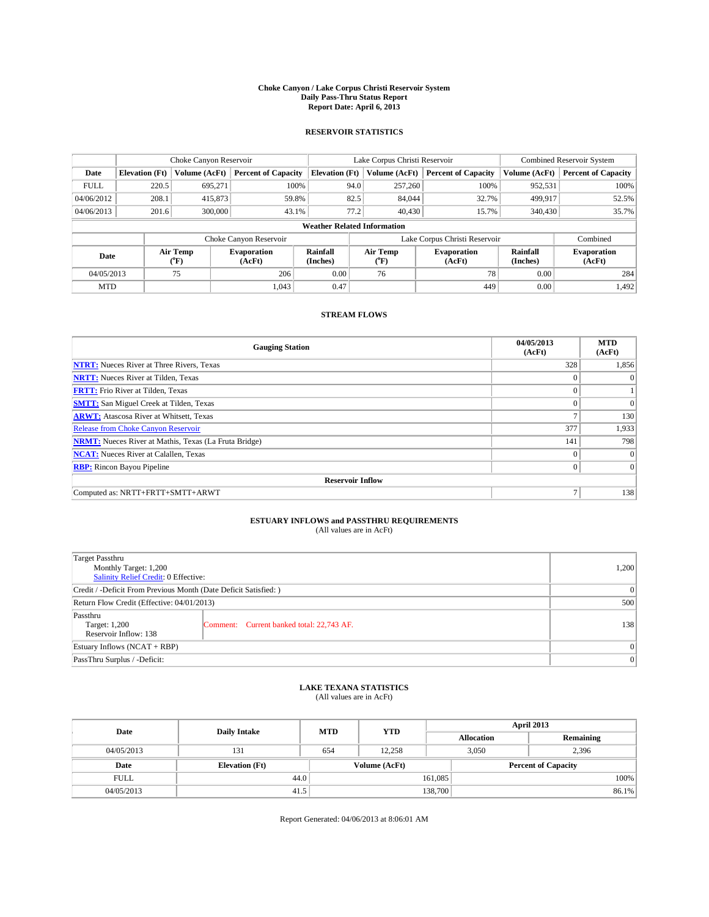# Choke Canyon / Lake Corpus Christi Reservoir System
## Daily Pass-Thru Status Report
## Report Date: April 6, 2013

### RESERVOIR STATISTICS

| | Choke Canyon Reservoir | | | Lake Corpus Christi Reservoir | | | Combined Reservoir System | |
|---|---|---|---|---|---|---|---|---|
| Date | Elevation (Ft) | Volume (AcFt) | Percent of Capacity | Elevation (Ft) | Volume (AcFt) | Percent of Capacity | Volume (AcFt) | Percent of Capacity |
| FULL | 220.5 | 695,271 | 100% | 94.0 | 257,260 | 100% | 952,531 | 100% |
| 04/06/2012 | 208.1 | 415,873 | 59.8% | 82.5 | 84,044 | 32.7% | 499,917 | 52.5% |
| 04/06/2013 | 201.6 | 300,000 | 43.1% | 77.2 | 40,430 | 15.7% | 340,430 | 35.7% |

**Weather Related Information**

| | Choke Canyon Reservoir | | | Lake Corpus Christi Reservoir | | | Combined |
|---|---|---|---|---|---|---|---|
| Date | Air Temp (°F) | Evaporation (AcFt) | Rainfall (Inches) | Air Temp (°F) | Evaporation (AcFt) | Rainfall (Inches) | Evaporation (AcFt) |
| 04/05/2013 | 75 | 206 | 0.00 | 76 | 78 | 0.00 | 284 |
| MTD | | 1,043 | 0.47 | | 449 | 0.00 | 1,492 |

### STREAM FLOWS

| Gauging Station | 04/05/2013 (AcFt) | MTD (AcFt) |
|---|---|---|
| **NTRT:** Nueces River at Three Rivers, Texas | 328 | 1,856 |
| **NRTT:** Nueces River at Tilden, Texas | 0 | 0 |
| **FRTT:** Frio River at Tilden, Texas | 0 | 1 |
| **SMTT:** San Miguel Creek at Tilden, Texas | 0 | 0 |
| **ARWT:** Atascosa River at Whitsett, Texas | 7 | 130 |
| Release from Choke Canyon Reservoir | 377 | 1,933 |
| **NRMT:** Nueces River at Mathis, Texas (La Fruta Bridge) | 141 | 798 |
| **NCAT:** Nueces River at Calallen, Texas | 0 | 0 |
| **RBP:** Rincon Bayou Pipeline | 0 | 0 |
| **Reservoir Inflow** | | |
| Computed as: NRTT+FRTT+SMTT+ARWT | 7 | 138 |

### ESTUARY INFLOWS and PASSTHRU REQUIREMENTS
(All values are in AcFt)

| | | |
|---|---|---|
| Target Passthru<br>Monthly Target: 1,200<br>Salinity Relief Credit: 0 Effective: | | 1,200 |
| Credit / -Deficit From Previous Month (Date Deficit Satisfied: ) | | 0 |
| Return Flow Credit (Effective: 04/01/2013) | | 500 |
| Passthru<br>Target: 1,200<br>Reservoir Inflow: 138 | Comment: Current banked total: 22,743 AF. | 138 |
| Estuary Inflows (NCAT + RBP) | | 0 |
| PassThru Surplus / -Deficit: | | 0 |

### LAKE TEXANA STATISTICS
(All values are in AcFt)

| Date | Daily Intake | MTD | YTD | April 2013 Allocation | April 2013 Remaining |
|---|---|---|---|---|---|
| 04/05/2013 | 131 | 654 | 12,258 | 3,050 | 2,396 |

| Date | Elevation (Ft) | Volume (AcFt) | Percent of Capacity |
|---|---|---|---|
| FULL | 44.0 | 161,085 | 100% |
| 04/05/2013 | 41.5 | 138,700 | 86.1% |

Report Generated: 04/06/2013 at 8:06:01 AM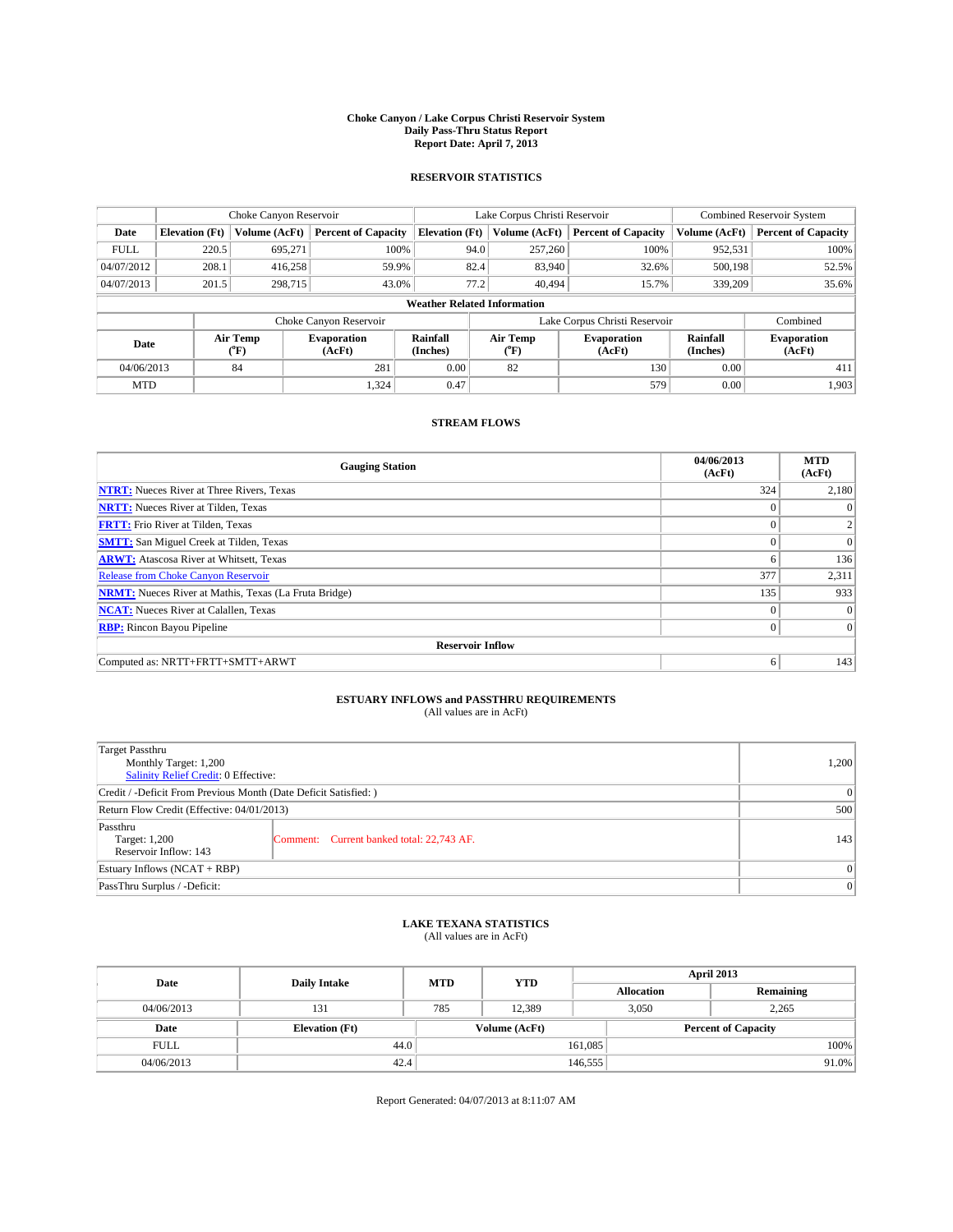# Choke Canyon / Lake Corpus Christi Reservoir System
## Daily Pass-Thru Status Report
## Report Date: April 7, 2013

### RESERVOIR STATISTICS

| | Choke Canyon Reservoir | | | Lake Corpus Christi Reservoir | | | Combined Reservoir System | |
|---|---|---|---|---|---|---|---|---|
| Date | Elevation (Ft) | Volume (AcFt) | Percent of Capacity | Elevation (Ft) | Volume (AcFt) | Percent of Capacity | Volume (AcFt) | Percent of Capacity |
| FULL | 220.5 | 695,271 | 100% | 94.0 | 257,260 | 100% | 952,531 | 100% |
| 04/07/2012 | 208.1 | 416,258 | 59.9% | 82.4 | 83,940 | 32.6% | 500,198 | 52.5% |
| 04/07/2013 | 201.5 | 298,715 | 43.0% | 77.2 | 40,494 | 15.7% | 339,209 | 35.6% |

**Weather Related Information**

| | Choke Canyon Reservoir | | | Lake Corpus Christi Reservoir | | | Combined |
|---|---|---|---|---|---|---|---|
| Date | Air Temp (°F) | Evaporation (AcFt) | Rainfall (Inches) | Air Temp (°F) | Evaporation (AcFt) | Rainfall (Inches) | Evaporation (AcFt) |
| 04/06/2013 | 84 | 281 | 0.00 | 82 | 130 | 0.00 | 411 |
| MTD | | 1,324 | 0.47 | | 579 | 0.00 | 1,903 |

### STREAM FLOWS

| Gauging Station | 04/06/2013 (AcFt) | MTD (AcFt) |
|---|---|---|
| NTRT: Nueces River at Three Rivers, Texas | 324 | 2,180 |
| NRTT: Nueces River at Tilden, Texas | 0 | 0 |
| FRTT: Frio River at Tilden, Texas | 0 | 2 |
| SMTT: San Miguel Creek at Tilden, Texas | 0 | 0 |
| ARWT: Atascosa River at Whitsett, Texas | 6 | 136 |
| Release from Choke Canyon Reservoir | 377 | 2,311 |
| NRMT: Nueces River at Mathis, Texas (La Fruta Bridge) | 135 | 933 |
| NCAT: Nueces River at Calallen, Texas | 0 | 0 |
| RBP: Rincon Bayou Pipeline | 0 | 0 |
| **Reservoir Inflow** | | |
| Computed as: NRTT+FRTT+SMTT+ARWT | 6 | 143 |

### ESTUARY INFLOWS and PASSTHRU REQUIREMENTS
(All values are in AcFt)

| | | |
|---|---|---|
| Target Passthru<br>Monthly Target: 1,200<br>Salinity Relief Credit: 0 Effective: | | 1,200 |
| Credit / -Deficit From Previous Month (Date Deficit Satisfied: ) | | 0 |
| Return Flow Credit (Effective: 04/01/2013) | | 500 |
| Passthru<br>Target: 1,200<br>Reservoir Inflow: 143 | Comment: Current banked total: 22,743 AF. | 143 |
| Estuary Inflows (NCAT + RBP) | | 0 |
| PassThru Surplus / -Deficit: | | 0 |

### LAKE TEXANA STATISTICS
(All values are in AcFt)

| Date | Daily Intake | MTD | YTD | April 2013 Allocation | April 2013 Remaining |
|---|---|---|---|---|---|
| 04/06/2013 | 131 | 785 | 12,389 | 3,050 | 2,265 |

| Date | Elevation (Ft) | Volume (AcFt) | Percent of Capacity |
|---|---|---|---|
| FULL | 44.0 | 161,085 | 100% |
| 04/06/2013 | 42.4 | 146,555 | 91.0% |

Report Generated: 04/07/2013 at 8:11:07 AM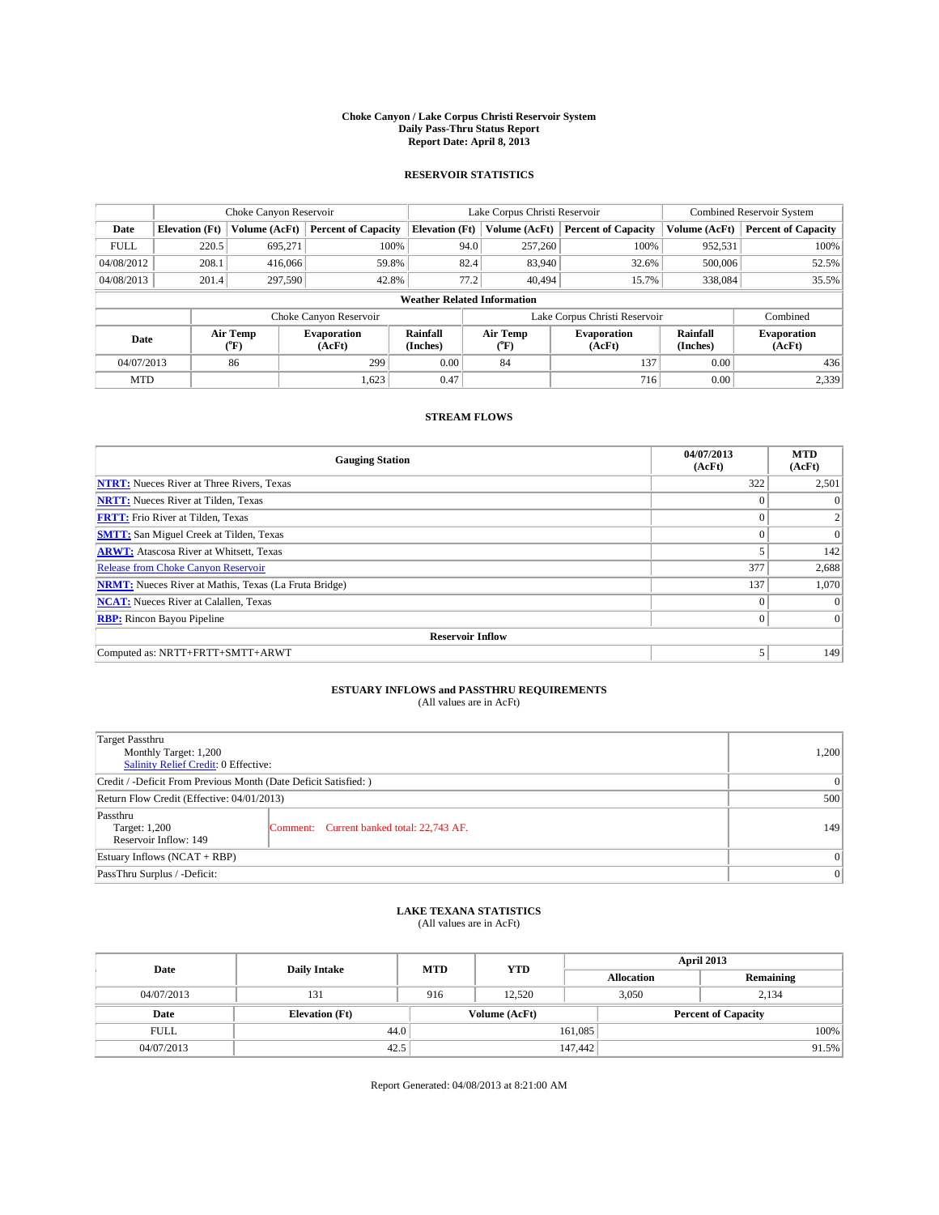# Choke Canyon / Lake Corpus Christi Reservoir System
## Daily Pass-Thru Status Report
### Report Date: April 8, 2013

## RESERVOIR STATISTICS

| | Choke Canyon Reservoir | | | Lake Corpus Christi Reservoir | | | Combined Reservoir System | |
|---|---|---|---|---|---|---|---|---|
| Date | Elevation (Ft) | Volume (AcFt) | Percent of Capacity | Elevation (Ft) | Volume (AcFt) | Percent of Capacity | Volume (AcFt) | Percent of Capacity |
| FULL | 220.5 | 695,271 | 100% | 94.0 | 257,260 | 100% | 952,531 | 100% |
| 04/08/2012 | 208.1 | 416,066 | 59.8% | 82.4 | 83,940 | 32.6% | 500,006 | 52.5% |
| 04/08/2013 | 201.4 | 297,590 | 42.8% | 77.2 | 40,494 | 15.7% | 338,084 | 35.5% |

**Weather Related Information**

| | Choke Canyon Reservoir | | | Lake Corpus Christi Reservoir | | | Combined |
|---|---|---|---|---|---|---|---|
| Date | Air Temp (°F) | Evaporation (AcFt) | Rainfall (Inches) | Air Temp (°F) | Evaporation (AcFt) | Rainfall (Inches) | Evaporation (AcFt) |
| 04/07/2013 | 86 | 299 | 0.00 | 84 | 137 | 0.00 | 436 |
| MTD | | 1,623 | 0.47 | | 716 | 0.00 | 2,339 |

## STREAM FLOWS

| Gauging Station | 04/07/2013 (AcFt) | MTD (AcFt) |
|---|---|---|
| **NTRT:** Nueces River at Three Rivers, Texas | 322 | 2,501 |
| **NRTT:** Nueces River at Tilden, Texas | 0 | 0 |
| **FRTT:** Frio River at Tilden, Texas | 0 | 2 |
| **SMTT:** San Miguel Creek at Tilden, Texas | 0 | 0 |
| **ARWT:** Atascosa River at Whitsett, Texas | 5 | 142 |
| Release from Choke Canyon Reservoir | 377 | 2,688 |
| **NRMT:** Nueces River at Mathis, Texas (La Fruta Bridge) | 137 | 1,070 |
| **NCAT:** Nueces River at Calallen, Texas | 0 | 0 |
| **RBP:** Rincon Bayou Pipeline | 0 | 0 |
| **Reservoir Inflow** | | |
| Computed as: NRTT+FRTT+SMTT+ARWT | 5 | 149 |

## ESTUARY INFLOWS and PASSTHRU REQUIREMENTS
(All values are in AcFt)

| | | |
|---|---|---|
| Target Passthru<br>Monthly Target: 1,200<br>Salinity Relief Credit: 0 Effective: | | 1,200 |
| Credit / -Deficit From Previous Month (Date Deficit Satisfied: ) | | 0 |
| Return Flow Credit (Effective: 04/01/2013) | | 500 |
| Passthru<br>Target: 1,200<br>Reservoir Inflow: 149 | Comment: Current banked total: 22,743 AF. | 149 |
| Estuary Inflows (NCAT + RBP) | | 0 |
| PassThru Surplus / -Deficit: | | 0 |

## LAKE TEXANA STATISTICS
(All values are in AcFt)

| Date | Daily Intake | MTD | YTD | April 2013 Allocation | April 2013 Remaining |
|---|---|---|---|---|---|
| 04/07/2013 | 131 | 916 | 12,520 | 3,050 | 2,134 |

| Date | Elevation (Ft) | Volume (AcFt) | Percent of Capacity |
|---|---|---|---|
| FULL | 44.0 | 161,085 | 100% |
| 04/07/2013 | 42.5 | 147,442 | 91.5% |

Report Generated: 04/08/2013 at 8:21:00 AM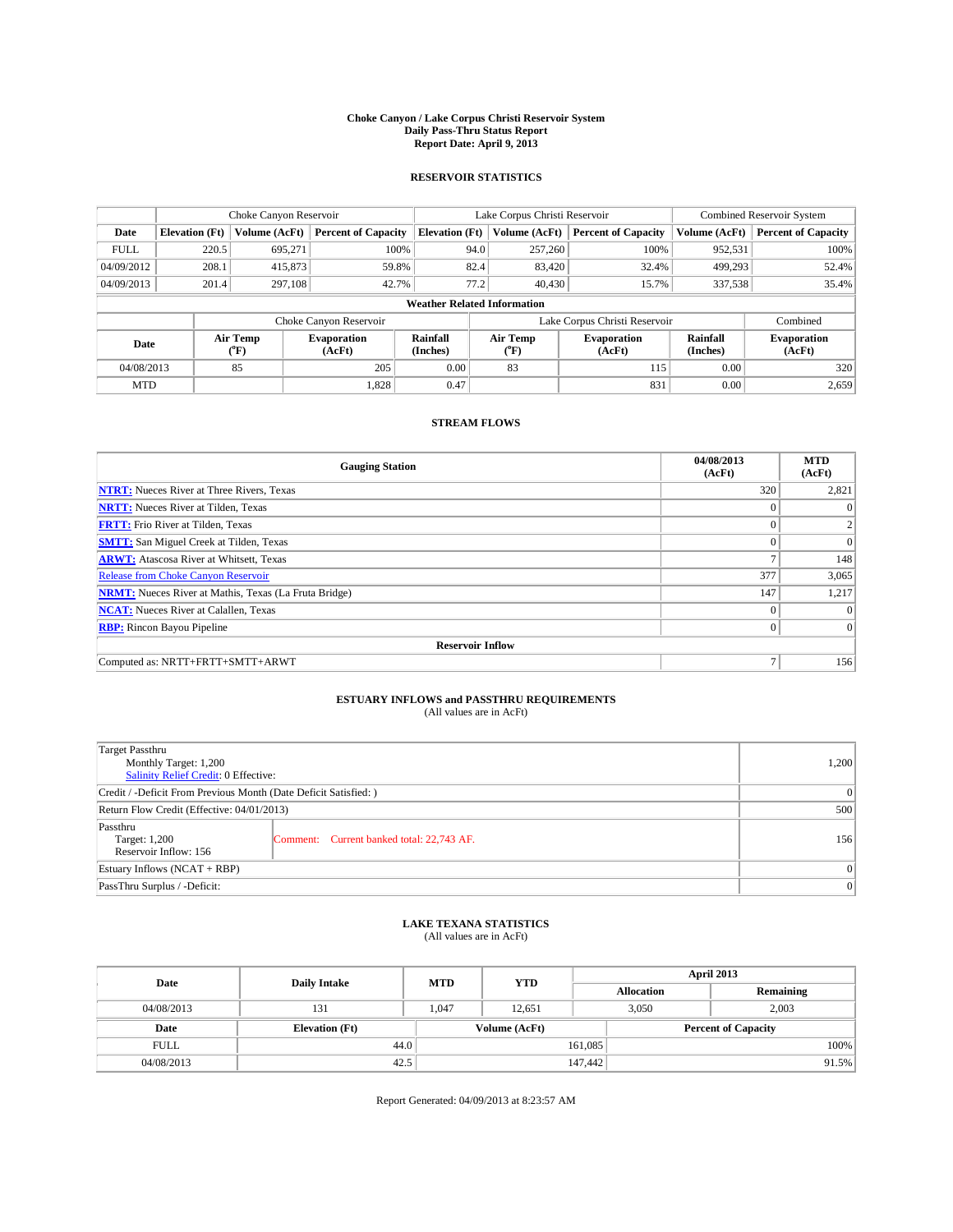# Choke Canyon / Lake Corpus Christi Reservoir System
## Daily Pass-Thru Status Report
### Report Date: April 9, 2013

## RESERVOIR STATISTICS

| | Choke Canyon Reservoir | | | Lake Corpus Christi Reservoir | | | Combined Reservoir System | |
|---|---|---|---|---|---|---|---|---|
| Date | Elevation (Ft) | Volume (AcFt) | Percent of Capacity | Elevation (Ft) | Volume (AcFt) | Percent of Capacity | Volume (AcFt) | Percent of Capacity |
| FULL | 220.5 | 695,271 | 100% | 94.0 | 257,260 | 100% | 952,531 | 100% |
| 04/09/2012 | 208.1 | 415,873 | 59.8% | 82.4 | 83,420 | 32.4% | 499,293 | 52.4% |
| 04/09/2013 | 201.4 | 297,108 | 42.7% | 77.2 | 40,430 | 15.7% | 337,538 | 35.4% |

**Weather Related Information**

| | Choke Canyon Reservoir | | | Lake Corpus Christi Reservoir | | | Combined |
|---|---|---|---|---|---|---|---|
| Date | Air Temp (°F) | Evaporation (AcFt) | Rainfall (Inches) | Air Temp (°F) | Evaporation (AcFt) | Rainfall (Inches) | Evaporation (AcFt) |
| 04/08/2013 | 85 | 205 | 0.00 | 83 | 115 | 0.00 | 320 |
| MTD | | 1,828 | 0.47 | | 831 | 0.00 | 2,659 |

## STREAM FLOWS

| Gauging Station | 04/08/2013 (AcFt) | MTD (AcFt) |
|---|---|---|
| **NTRT:** Nueces River at Three Rivers, Texas | 320 | 2,821 |
| **NRTT:** Nueces River at Tilden, Texas | 0 | 0 |
| **FRTT:** Frio River at Tilden, Texas | 0 | 2 |
| **SMTT:** San Miguel Creek at Tilden, Texas | 0 | 0 |
| **ARWT:** Atascosa River at Whitsett, Texas | 7 | 148 |
| Release from Choke Canyon Reservoir | 377 | 3,065 |
| **NRMT:** Nueces River at Mathis, Texas (La Fruta Bridge) | 147 | 1,217 |
| **NCAT:** Nueces River at Calallen, Texas | 0 | 0 |
| **RBP:** Rincon Bayou Pipeline | 0 | 0 |
| **Reservoir Inflow** | | |
| Computed as: NRTT+FRTT+SMTT+ARWT | 7 | 156 |

## ESTUARY INFLOWS and PASSTHRU REQUIREMENTS
(All values are in AcFt)

| | | |
|---|---|---|
| Target Passthru<br>Monthly Target: 1,200<br>Salinity Relief Credit: 0 Effective: | | 1,200 |
| Credit / -Deficit From Previous Month (Date Deficit Satisfied: ) | | 0 |
| Return Flow Credit (Effective: 04/01/2013) | | 500 |
| Passthru<br>Target: 1,200<br>Reservoir Inflow: 156 | Comment: Current banked total: 22,743 AF. | 156 |
| Estuary Inflows (NCAT + RBP) | | 0 |
| PassThru Surplus / -Deficit: | | 0 |

## LAKE TEXANA STATISTICS
(All values are in AcFt)

| Date | Daily Intake | MTD | YTD | April 2013 Allocation | April 2013 Remaining |
|---|---|---|---|---|---|
| 04/08/2013 | 131 | 1,047 | 12,651 | 3,050 | 2,003 |

| Date | Elevation (Ft) | Volume (AcFt) | Percent of Capacity |
|---|---|---|---|
| FULL | 44.0 | 161,085 | 100% |
| 04/08/2013 | 42.5 | 147,442 | 91.5% |

Report Generated: 04/09/2013 at 8:23:57 AM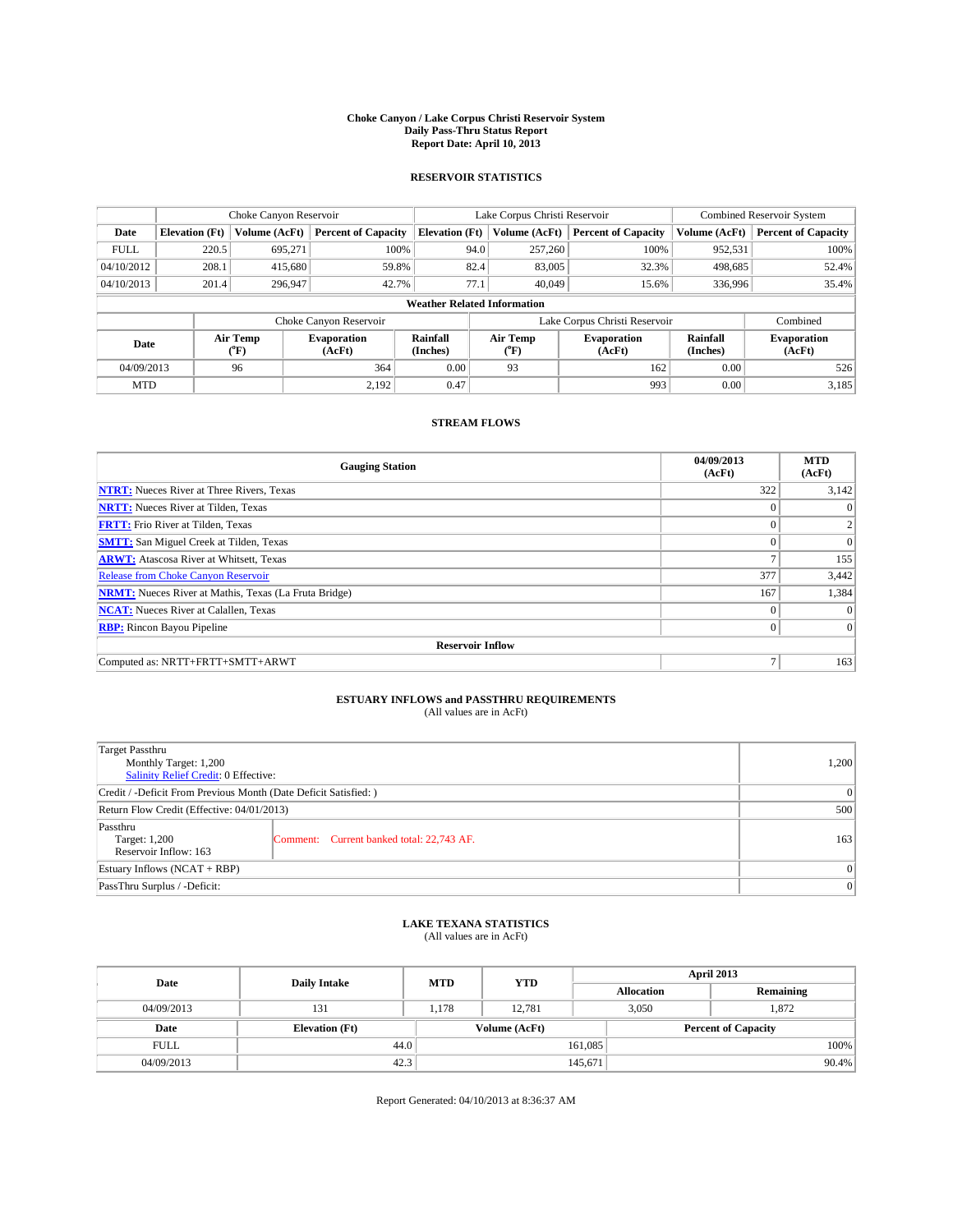# Choke Canyon / Lake Corpus Christi Reservoir System
## Daily Pass-Thru Status Report
## Report Date: April 10, 2013

### RESERVOIR STATISTICS

| | Choke Canyon Reservoir | | | Lake Corpus Christi Reservoir | | | Combined Reservoir System | |
|---|---|---|---|---|---|---|---|---|
| Date | Elevation (Ft) | Volume (AcFt) | Percent of Capacity | Elevation (Ft) | Volume (AcFt) | Percent of Capacity | Volume (AcFt) | Percent of Capacity |
| FULL | 220.5 | 695,271 | 100% | 94.0 | 257,260 | 100% | 952,531 | 100% |
| 04/10/2012 | 208.1 | 415,680 | 59.8% | 82.4 | 83,005 | 32.3% | 498,685 | 52.4% |
| 04/10/2013 | 201.4 | 296,947 | 42.7% | 77.1 | 40,049 | 15.6% | 336,996 | 35.4% |

**Weather Related Information**

| | Choke Canyon Reservoir | | | Lake Corpus Christi Reservoir | | | Combined |
|---|---|---|---|---|---|---|---|
| Date | Air Temp (°F) | Evaporation (AcFt) | Rainfall (Inches) | Air Temp (°F) | Evaporation (AcFt) | Rainfall (Inches) | Evaporation (AcFt) |
| 04/09/2013 | 96 | 364 | 0.00 | 93 | 162 | 0.00 | 526 |
| MTD | | 2,192 | 0.47 | | 993 | 0.00 | 3,185 |

### STREAM FLOWS

| Gauging Station | 04/09/2013 (AcFt) | MTD (AcFt) |
|---|---|---|
| NTRT: Nueces River at Three Rivers, Texas | 322 | 3,142 |
| NRTT: Nueces River at Tilden, Texas | 0 | 0 |
| FRTT: Frio River at Tilden, Texas | 0 | 2 |
| SMTT: San Miguel Creek at Tilden, Texas | 0 | 0 |
| ARWT: Atascosa River at Whitsett, Texas | 7 | 155 |
| Release from Choke Canyon Reservoir | 377 | 3,442 |
| NRMT: Nueces River at Mathis, Texas (La Fruta Bridge) | 167 | 1,384 |
| NCAT: Nueces River at Calallen, Texas | 0 | 0 |
| RBP: Rincon Bayou Pipeline | 0 | 0 |
| **Reservoir Inflow** | | |
| Computed as: NRTT+FRTT+SMTT+ARWT | 7 | 163 |

### ESTUARY INFLOWS and PASSTHRU REQUIREMENTS
(All values are in AcFt)

| | | |
|---|---|---|
| Target Passthru<br>Monthly Target: 1,200<br>Salinity Relief Credit: 0 Effective: | | 1,200 |
| Credit / -Deficit From Previous Month (Date Deficit Satisfied: ) | | 0 |
| Return Flow Credit (Effective: 04/01/2013) | | 500 |
| Passthru<br>Target: 1,200<br>Reservoir Inflow: 163 | Comment: Current banked total: 22,743 AF. | 163 |
| Estuary Inflows (NCAT + RBP) | | 0 |
| PassThru Surplus / -Deficit: | | 0 |

### LAKE TEXANA STATISTICS
(All values are in AcFt)

| Date | Daily Intake | MTD | YTD | April 2013 Allocation | April 2013 Remaining |
|---|---|---|---|---|---|
| 04/09/2013 | 131 | 1,178 | 12,781 | 3,050 | 1,872 |

| Date | Elevation (Ft) | Volume (AcFt) | Percent of Capacity |
|---|---|---|---|
| FULL | 44.0 | 161,085 | 100% |
| 04/09/2013 | 42.3 | 145,671 | 90.4% |

Report Generated: 04/10/2013 at 8:36:37 AM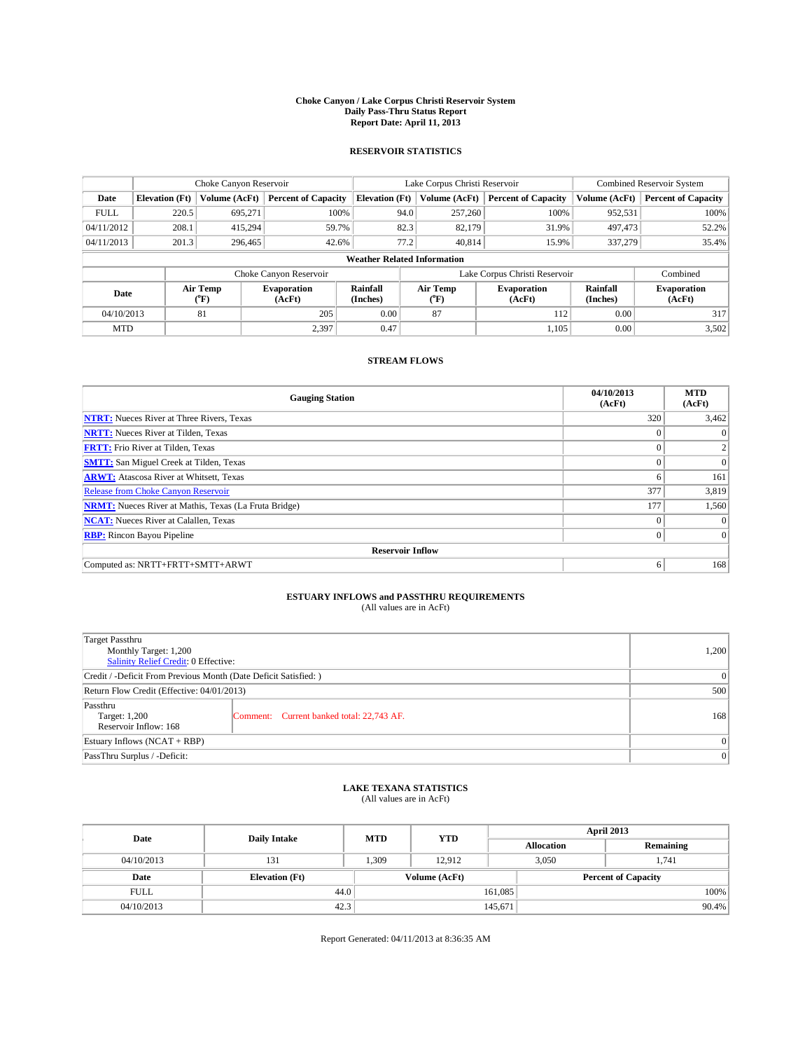# Choke Canyon / Lake Corpus Christi Reservoir System
## Daily Pass-Thru Status Report
## Report Date: April 11, 2013

### RESERVOIR STATISTICS

| | Choke Canyon Reservoir | | | Lake Corpus Christi Reservoir | | | Combined Reservoir System | |
|---|---|---|---|---|---|---|---|---|
| Date | Elevation (Ft) | Volume (AcFt) | Percent of Capacity | Elevation (Ft) | Volume (AcFt) | Percent of Capacity | Volume (AcFt) | Percent of Capacity |
| FULL | 220.5 | 695,271 | 100% | 94.0 | 257,260 | 100% | 952,531 | 100% |
| 04/11/2012 | 208.1 | 415,294 | 59.7% | 82.3 | 82,179 | 31.9% | 497,473 | 52.2% |
| 04/11/2013 | 201.3 | 296,465 | 42.6% | 77.2 | 40,814 | 15.9% | 337,279 | 35.4% |

**Weather Related Information**

| | Choke Canyon Reservoir | | | Lake Corpus Christi Reservoir | | | Combined |
|---|---|---|---|---|---|---|---|
| Date | Air Temp (°F) | Evaporation (AcFt) | Rainfall (Inches) | Air Temp (°F) | Evaporation (AcFt) | Rainfall (Inches) | Evaporation (AcFt) |
| 04/10/2013 | 81 | 205 | 0.00 | 87 | 112 | 0.00 | 317 |
| MTD | | 2,397 | 0.47 | | 1,105 | 0.00 | 3,502 |

### STREAM FLOWS

| Gauging Station | 04/10/2013 (AcFt) | MTD (AcFt) |
|---|---|---|
| **NTRT:** Nueces River at Three Rivers, Texas | 320 | 3,462 |
| **NRTT:** Nueces River at Tilden, Texas | 0 | 0 |
| **FRTT:** Frio River at Tilden, Texas | 0 | 2 |
| **SMTT:** San Miguel Creek at Tilden, Texas | 0 | 0 |
| **ARWT:** Atascosa River at Whitsett, Texas | 6 | 161 |
| Release from Choke Canyon Reservoir | 377 | 3,819 |
| **NRMT:** Nueces River at Mathis, Texas (La Fruta Bridge) | 177 | 1,560 |
| **NCAT:** Nueces River at Calallen, Texas | 0 | 0 |
| **RBP:** Rincon Bayou Pipeline | 0 | 0 |
| **Reservoir Inflow** | | |
| Computed as: NRTT+FRTT+SMTT+ARWT | 6 | 168 |

### ESTUARY INFLOWS and PASSTHRU REQUIREMENTS
(All values are in AcFt)

| | | |
|---|---|---|
| Target Passthru<br>Monthly Target: 1,200<br>Salinity Relief Credit: 0 Effective: | | 1,200 |
| Credit / -Deficit From Previous Month (Date Deficit Satisfied: ) | | 0 |
| Return Flow Credit (Effective: 04/01/2013) | | 500 |
| Passthru<br>Target: 1,200<br>Reservoir Inflow: 168 | Comment: Current banked total: 22,743 AF. | 168 |
| Estuary Inflows (NCAT + RBP) | | 0 |
| PassThru Surplus / -Deficit: | | 0 |

### LAKE TEXANA STATISTICS
(All values are in AcFt)

| Date | Daily Intake | MTD | YTD | April 2013 Allocation | April 2013 Remaining |
|---|---|---|---|---|---|
| 04/10/2013 | 131 | 1,309 | 12,912 | 3,050 | 1,741 |

| Date | Elevation (Ft) | Volume (AcFt) | Percent of Capacity |
|---|---|---|---|
| FULL | 44.0 | 161,085 | 100% |
| 04/10/2013 | 42.3 | 145,671 | 90.4% |

Report Generated: 04/11/2013 at 8:36:35 AM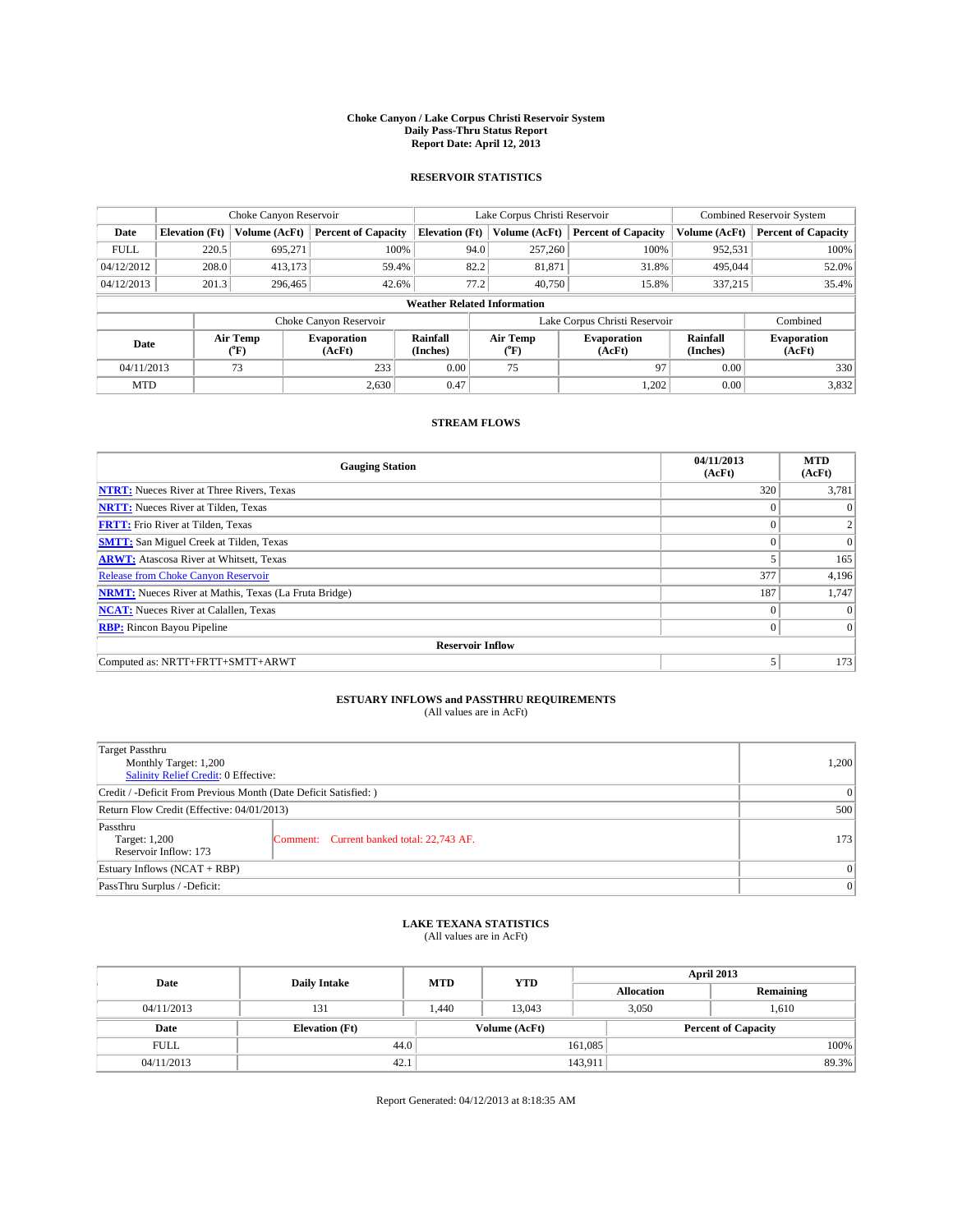# Choke Canyon / Lake Corpus Christi Reservoir System
## Daily Pass-Thru Status Report
### Report Date: April 12, 2013

## RESERVOIR STATISTICS

| | Choke Canyon Reservoir | | | Lake Corpus Christi Reservoir | | | Combined Reservoir System | |
|---|---|---|---|---|---|---|---|---|
| Date | Elevation (Ft) | Volume (AcFt) | Percent of Capacity | Elevation (Ft) | Volume (AcFt) | Percent of Capacity | Volume (AcFt) | Percent of Capacity |
| FULL | 220.5 | 695,271 | 100% | 94.0 | 257,260 | 100% | 952,531 | 100% |
| 04/12/2012 | 208.0 | 413,173 | 59.4% | 82.2 | 81,871 | 31.8% | 495,044 | 52.0% |
| 04/12/2013 | 201.3 | 296,465 | 42.6% | 77.2 | 40,750 | 15.8% | 337,215 | 35.4% |

**Weather Related Information**

| | Choke Canyon Reservoir | | | Lake Corpus Christi Reservoir | | | Combined |
|---|---|---|---|---|---|---|---|
| Date | Air Temp (°F) | Evaporation (AcFt) | Rainfall (Inches) | Air Temp (°F) | Evaporation (AcFt) | Rainfall (Inches) | Evaporation (AcFt) |
| 04/11/2013 | 73 | 233 | 0.00 | 75 | 97 | 0.00 | 330 |
| MTD | | 2,630 | 0.47 | | 1,202 | 0.00 | 3,832 |

## STREAM FLOWS

| Gauging Station | 04/11/2013 (AcFt) | MTD (AcFt) |
|---|---|---|
| **NTRT:** Nueces River at Three Rivers, Texas | 320 | 3,781 |
| **NRTT:** Nueces River at Tilden, Texas | 0 | 0 |
| **FRTT:** Frio River at Tilden, Texas | 0 | 2 |
| **SMTT:** San Miguel Creek at Tilden, Texas | 0 | 0 |
| **ARWT:** Atascosa River at Whitsett, Texas | 5 | 165 |
| Release from Choke Canyon Reservoir | 377 | 4,196 |
| **NRMT:** Nueces River at Mathis, Texas (La Fruta Bridge) | 187 | 1,747 |
| **NCAT:** Nueces River at Calallen, Texas | 0 | 0 |
| **RBP:** Rincon Bayou Pipeline | 0 | 0 |
| **Reservoir Inflow** | | |
| Computed as: NRTT+FRTT+SMTT+ARWT | 5 | 173 |

## ESTUARY INFLOWS and PASSTHRU REQUIREMENTS
(All values are in AcFt)

| | | |
|---|---|---|
| Target Passthru<br>Monthly Target: 1,200<br>Salinity Relief Credit: 0 Effective: | | 1,200 |
| Credit / -Deficit From Previous Month (Date Deficit Satisfied: ) | | 0 |
| Return Flow Credit (Effective: 04/01/2013) | | 500 |
| Passthru<br>Target: 1,200<br>Reservoir Inflow: 173 | Comment: Current banked total: 22,743 AF. | 173 |
| Estuary Inflows (NCAT + RBP) | | 0 |
| PassThru Surplus / -Deficit: | | 0 |

## LAKE TEXANA STATISTICS
(All values are in AcFt)

| Date | Daily Intake | MTD | YTD | April 2013 Allocation | April 2013 Remaining |
|---|---|---|---|---|---|
| 04/11/2013 | 131 | 1,440 | 13,043 | 3,050 | 1,610 |

| Date | Elevation (Ft) | Volume (AcFt) | Percent of Capacity |
|---|---|---|---|
| FULL | 44.0 | 161,085 | 100% |
| 04/11/2013 | 42.1 | 143,911 | 89.3% |

Report Generated: 04/12/2013 at 8:18:35 AM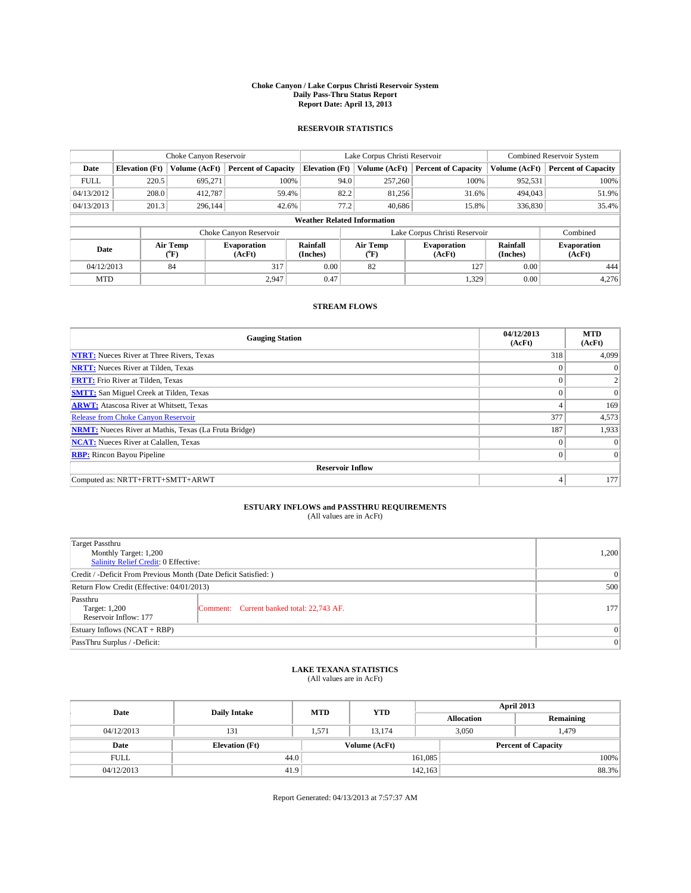# Choke Canyon / Lake Corpus Christi Reservoir System
## Daily Pass-Thru Status Report
## Report Date: April 13, 2013

### RESERVOIR STATISTICS

| | Choke Canyon Reservoir | | | Lake Corpus Christi Reservoir | | | Combined Reservoir System | |
|---|---|---|---|---|---|---|---|---|
| Date | Elevation (Ft) | Volume (AcFt) | Percent of Capacity | Elevation (Ft) | Volume (AcFt) | Percent of Capacity | Volume (AcFt) | Percent of Capacity |
| FULL | 220.5 | 695,271 | 100% | 94.0 | 257,260 | 100% | 952,531 | 100% |
| 04/13/2012 | 208.0 | 412,787 | 59.4% | 82.2 | 81,256 | 31.6% | 494,043 | 51.9% |
| 04/13/2013 | 201.3 | 296,144 | 42.6% | 77.2 | 40,686 | 15.8% | 336,830 | 35.4% |

**Weather Related Information**

| | Choke Canyon Reservoir | | | Lake Corpus Christi Reservoir | | | Combined |
|---|---|---|---|---|---|---|---|
| Date | Air Temp (°F) | Evaporation (AcFt) | Rainfall (Inches) | Air Temp (°F) | Evaporation (AcFt) | Rainfall (Inches) | Evaporation (AcFt) |
| 04/12/2013 | 84 | 317 | 0.00 | 82 | 127 | 0.00 | 444 |
| MTD | | 2,947 | 0.47 | | 1,329 | 0.00 | 4,276 |

### STREAM FLOWS

| Gauging Station | 04/12/2013 (AcFt) | MTD (AcFt) |
|---|---|---|
| NTRT: Nueces River at Three Rivers, Texas | 318 | 4,099 |
| NRTT: Nueces River at Tilden, Texas | 0 | 0 |
| FRTT: Frio River at Tilden, Texas | 0 | 2 |
| SMTT: San Miguel Creek at Tilden, Texas | 0 | 0 |
| ARWT: Atascosa River at Whitsett, Texas | 4 | 169 |
| Release from Choke Canyon Reservoir | 377 | 4,573 |
| NRMT: Nueces River at Mathis, Texas (La Fruta Bridge) | 187 | 1,933 |
| NCAT: Nueces River at Calallen, Texas | 0 | 0 |
| RBP: Rincon Bayou Pipeline | 0 | 0 |
| **Reservoir Inflow** | | |
| Computed as: NRTT+FRTT+SMTT+ARWT | 4 | 177 |

### ESTUARY INFLOWS and PASSTHRU REQUIREMENTS
(All values are in AcFt)

| | | |
|---|---|---|
| Target Passthru<br>Monthly Target: 1,200<br>Salinity Relief Credit: 0 Effective: | | 1,200 |
| Credit / -Deficit From Previous Month (Date Deficit Satisfied: ) | | 0 |
| Return Flow Credit (Effective: 04/01/2013) | | 500 |
| Passthru<br>Target: 1,200<br>Reservoir Inflow: 177 | Comment: Current banked total: 22,743 AF. | 177 |
| Estuary Inflows (NCAT + RBP) | | 0 |
| PassThru Surplus / -Deficit: | | 0 |

### LAKE TEXANA STATISTICS
(All values are in AcFt)

| Date | Daily Intake | MTD | YTD | April 2013 Allocation | April 2013 Remaining |
|---|---|---|---|---|---|
| 04/12/2013 | 131 | 1,571 | 13,174 | 3,050 | 1,479 |

| Date | Elevation (Ft) | Volume (AcFt) | Percent of Capacity |
|---|---|---|---|
| FULL | 44.0 | 161,085 | 100% |
| 04/12/2013 | 41.9 | 142,163 | 88.3% |

Report Generated: 04/13/2013 at 7:57:37 AM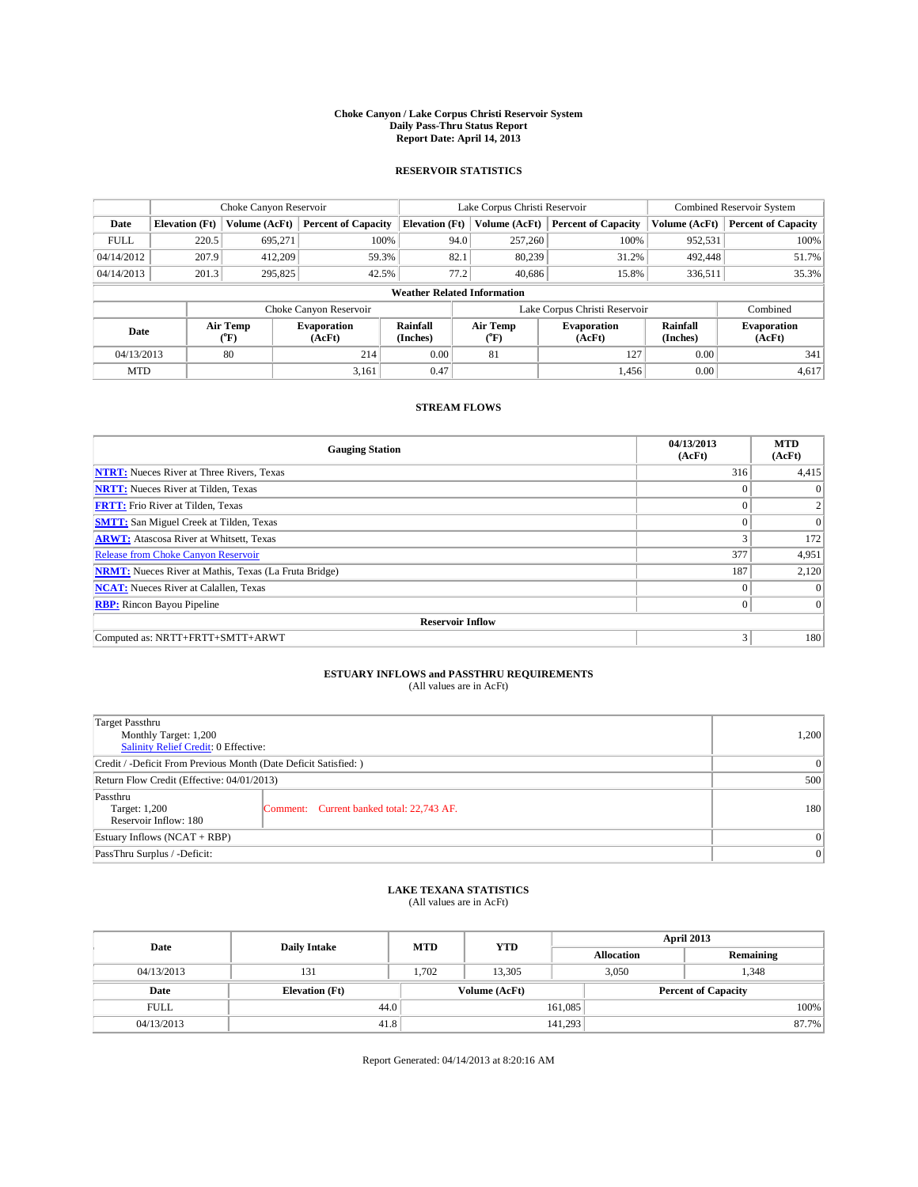# Choke Canyon / Lake Corpus Christi Reservoir System
## Daily Pass-Thru Status Report
### Report Date: April 14, 2013

## RESERVOIR STATISTICS

| | Choke Canyon Reservoir | | | Lake Corpus Christi Reservoir | | | Combined Reservoir System | |
|---|---|---|---|---|---|---|---|---|
| Date | Elevation (Ft) | Volume (AcFt) | Percent of Capacity | Elevation (Ft) | Volume (AcFt) | Percent of Capacity | Volume (AcFt) | Percent of Capacity |
| FULL | 220.5 | 695,271 | 100% | 94.0 | 257,260 | 100% | 952,531 | 100% |
| 04/14/2012 | 207.9 | 412,209 | 59.3% | 82.1 | 80,239 | 31.2% | 492,448 | 51.7% |
| 04/14/2013 | 201.3 | 295,825 | 42.5% | 77.2 | 40,686 | 15.8% | 336,511 | 35.3% |

**Weather Related Information**

| | Choke Canyon Reservoir | | | Lake Corpus Christi Reservoir | | | Combined |
|---|---|---|---|---|---|---|---|
| Date | Air Temp (°F) | Evaporation (AcFt) | Rainfall (Inches) | Air Temp (°F) | Evaporation (AcFt) | Rainfall (Inches) | Evaporation (AcFt) |
| 04/13/2013 | 80 | 214 | 0.00 | 81 | 127 | 0.00 | 341 |
| MTD | | 3,161 | 0.47 | | 1,456 | 0.00 | 4,617 |

## STREAM FLOWS

| Gauging Station | 04/13/2013 (AcFt) | MTD (AcFt) |
|---|---|---|
| NTRT: Nueces River at Three Rivers, Texas | 316 | 4,415 |
| NRTT: Nueces River at Tilden, Texas | 0 | 0 |
| FRTT: Frio River at Tilden, Texas | 0 | 2 |
| SMTT: San Miguel Creek at Tilden, Texas | 0 | 0 |
| ARWT: Atascosa River at Whitsett, Texas | 3 | 172 |
| Release from Choke Canyon Reservoir | 377 | 4,951 |
| NRMT: Nueces River at Mathis, Texas (La Fruta Bridge) | 187 | 2,120 |
| NCAT: Nueces River at Calallen, Texas | 0 | 0 |
| RBP: Rincon Bayou Pipeline | 0 | 0 |
| **Reservoir Inflow** | | |
| Computed as: NRTT+FRTT+SMTT+ARWT | 3 | 180 |

## ESTUARY INFLOWS and PASSTHRU REQUIREMENTS
(All values are in AcFt)

| | | |
|---|---|---|
| Target Passthru<br>Monthly Target: 1,200<br>Salinity Relief Credit: 0 Effective: | | 1,200 |
| Credit / -Deficit From Previous Month (Date Deficit Satisfied: ) | | 0 |
| Return Flow Credit (Effective: 04/01/2013) | | 500 |
| Passthru<br>Target: 1,200<br>Reservoir Inflow: 180 | Comment: Current banked total: 22,743 AF. | 180 |
| Estuary Inflows (NCAT + RBP) | | 0 |
| PassThru Surplus / -Deficit: | | 0 |

## LAKE TEXANA STATISTICS
(All values are in AcFt)

| Date | Daily Intake | MTD | YTD | April 2013 Allocation | April 2013 Remaining |
|---|---|---|---|---|---|
| 04/13/2013 | 131 | 1,702 | 13,305 | 3,050 | 1,348 |

| Date | Elevation (Ft) | Volume (AcFt) | Percent of Capacity |
|---|---|---|---|
| FULL | 44.0 | 161,085 | 100% |
| 04/13/2013 | 41.8 | 141,293 | 87.7% |

Report Generated: 04/14/2013 at 8:20:16 AM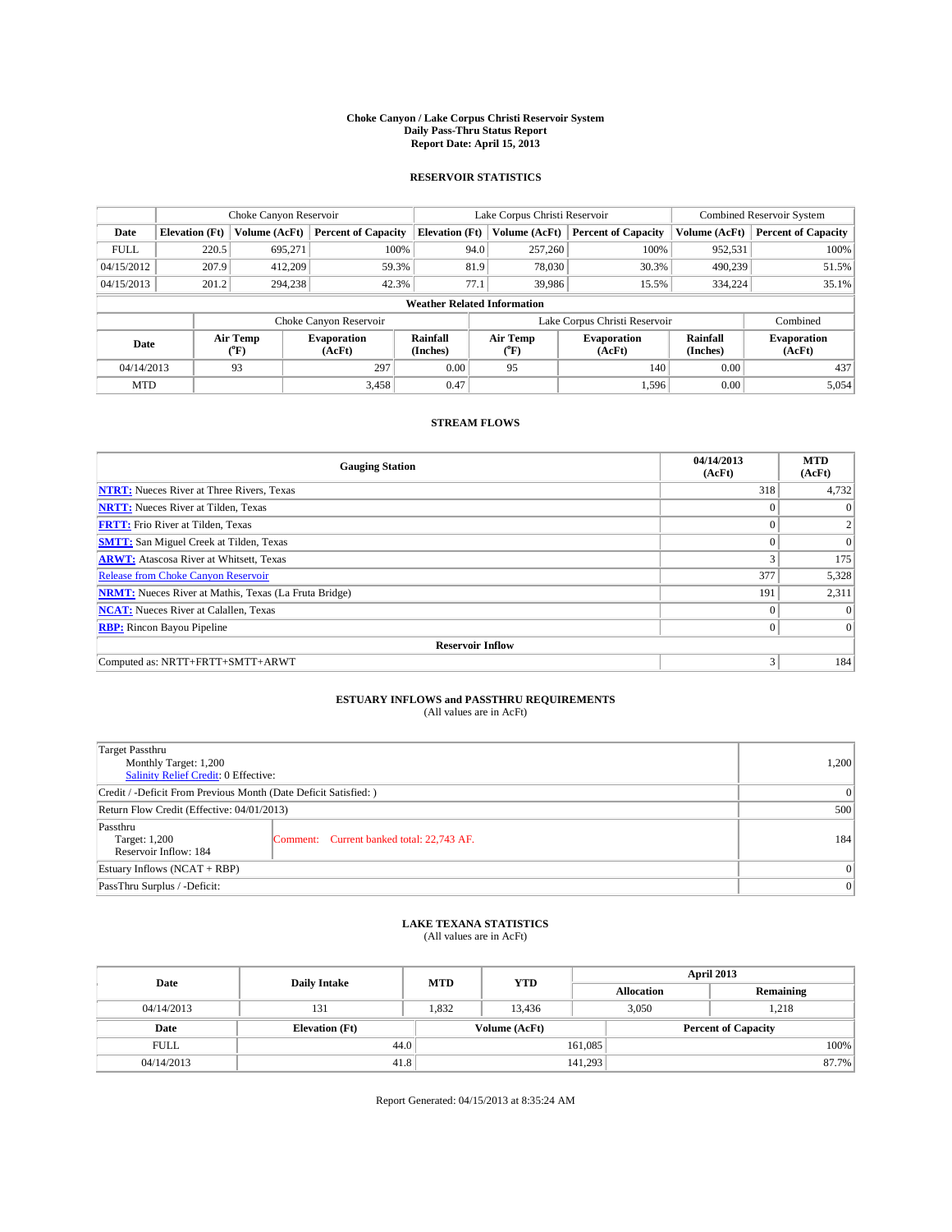# Choke Canyon / Lake Corpus Christi Reservoir System
## Daily Pass-Thru Status Report
## Report Date: April 15, 2013

### RESERVOIR STATISTICS

| | Choke Canyon Reservoir | | | Lake Corpus Christi Reservoir | | | Combined Reservoir System | |
|---|---|---|---|---|---|---|---|---|
| Date | Elevation (Ft) | Volume (AcFt) | Percent of Capacity | Elevation (Ft) | Volume (AcFt) | Percent of Capacity | Volume (AcFt) | Percent of Capacity |
| FULL | 220.5 | 695,271 | 100% | 94.0 | 257,260 | 100% | 952,531 | 100% |
| 04/15/2012 | 207.9 | 412,209 | 59.3% | 81.9 | 78,030 | 30.3% | 490,239 | 51.5% |
| 04/15/2013 | 201.2 | 294,238 | 42.3% | 77.1 | 39,986 | 15.5% | 334,224 | 35.1% |

**Weather Related Information**

| | Choke Canyon Reservoir | | | Lake Corpus Christi Reservoir | | | Combined |
|---|---|---|---|---|---|---|---|
| Date | Air Temp (°F) | Evaporation (AcFt) | Rainfall (Inches) | Air Temp (°F) | Evaporation (AcFt) | Rainfall (Inches) | Evaporation (AcFt) |
| 04/14/2013 | 93 | 297 | 0.00 | 95 | 140 | 0.00 | 437 |
| MTD | | 3,458 | 0.47 | | 1,596 | 0.00 | 5,054 |

### STREAM FLOWS

| Gauging Station | 04/14/2013 (AcFt) | MTD (AcFt) |
|---|---|---|
| **NTRT:** Nueces River at Three Rivers, Texas | 318 | 4,732 |
| **NRTT:** Nueces River at Tilden, Texas | 0 | 0 |
| **FRTT:** Frio River at Tilden, Texas | 0 | 2 |
| **SMTT:** San Miguel Creek at Tilden, Texas | 0 | 0 |
| **ARWT:** Atascosa River at Whitsett, Texas | 3 | 175 |
| Release from Choke Canyon Reservoir | 377 | 5,328 |
| **NRMT:** Nueces River at Mathis, Texas (La Fruta Bridge) | 191 | 2,311 |
| **NCAT:** Nueces River at Calallen, Texas | 0 | 0 |
| **RBP:** Rincon Bayou Pipeline | 0 | 0 |
| **Reservoir Inflow** | | |
| Computed as: NRTT+FRTT+SMTT+ARWT | 3 | 184 |

### ESTUARY INFLOWS and PASSTHRU REQUIREMENTS
(All values are in AcFt)

| | |
|---|---|
| Target Passthru<br>Monthly Target: 1,200<br>Salinity Relief Credit: 0 Effective: | 1,200 |
| Credit / -Deficit From Previous Month (Date Deficit Satisfied: ) | 0 |
| Return Flow Credit (Effective: 04/01/2013) | 500 |
| Passthru<br>Target: 1,200<br>Reservoir Inflow: 184 — Comment: Current banked total: 22,743 AF. | 184 |
| Estuary Inflows (NCAT + RBP) | 0 |
| PassThru Surplus / -Deficit: | 0 |

### LAKE TEXANA STATISTICS
(All values are in AcFt)

| Date | Daily Intake | MTD | YTD | April 2013 Allocation | April 2013 Remaining |
|---|---|---|---|---|---|
| 04/14/2013 | 131 | 1,832 | 13,436 | 3,050 | 1,218 |

| Date | Elevation (Ft) | Volume (AcFt) | Percent of Capacity |
|---|---|---|---|
| FULL | 44.0 | 161,085 | 100% |
| 04/14/2013 | 41.8 | 141,293 | 87.7% |

Report Generated: 04/15/2013 at 8:35:24 AM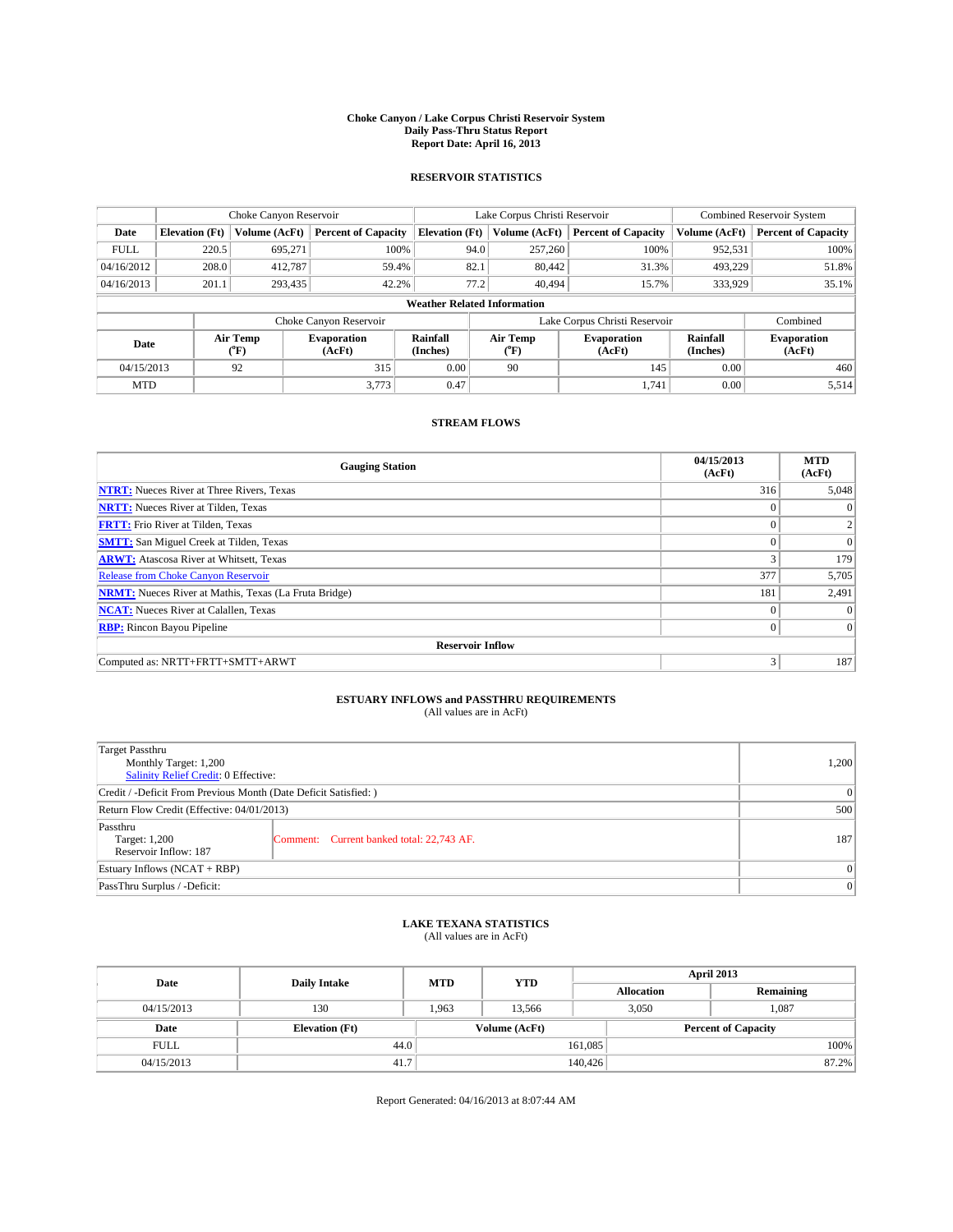# Choke Canyon / Lake Corpus Christi Reservoir System
## Daily Pass-Thru Status Report
## Report Date: April 16, 2013

### RESERVOIR STATISTICS

| | Choke Canyon Reservoir | | | Lake Corpus Christi Reservoir | | | Combined Reservoir System | |
|---|---|---|---|---|---|---|---|---|
| Date | Elevation (Ft) | Volume (AcFt) | Percent of Capacity | Elevation (Ft) | Volume (AcFt) | Percent of Capacity | Volume (AcFt) | Percent of Capacity |
| FULL | 220.5 | 695,271 | 100% | 94.0 | 257,260 | 100% | 952,531 | 100% |
| 04/16/2012 | 208.0 | 412,787 | 59.4% | 82.1 | 80,442 | 31.3% | 493,229 | 51.8% |
| 04/16/2013 | 201.1 | 293,435 | 42.2% | 77.2 | 40,494 | 15.7% | 333,929 | 35.1% |

**Weather Related Information**

| | Choke Canyon Reservoir | | | Lake Corpus Christi Reservoir | | | Combined |
|---|---|---|---|---|---|---|---|
| Date | Air Temp (°F) | Evaporation (AcFt) | Rainfall (Inches) | Air Temp (°F) | Evaporation (AcFt) | Rainfall (Inches) | Evaporation (AcFt) |
| 04/15/2013 | 92 | 315 | 0.00 | 90 | 145 | 0.00 | 460 |
| MTD | | 3,773 | 0.47 | | 1,741 | 0.00 | 5,514 |

### STREAM FLOWS

| Gauging Station | 04/15/2013 (AcFt) | MTD (AcFt) |
|---|---|---|
| NTRT: Nueces River at Three Rivers, Texas | 316 | 5,048 |
| NRTT: Nueces River at Tilden, Texas | 0 | 0 |
| FRTT: Frio River at Tilden, Texas | 0 | 2 |
| SMTT: San Miguel Creek at Tilden, Texas | 0 | 0 |
| ARWT: Atascosa River at Whitsett, Texas | 3 | 179 |
| Release from Choke Canyon Reservoir | 377 | 5,705 |
| NRMT: Nueces River at Mathis, Texas (La Fruta Bridge) | 181 | 2,491 |
| NCAT: Nueces River at Calallen, Texas | 0 | 0 |
| RBP: Rincon Bayou Pipeline | 0 | 0 |
| **Reservoir Inflow** | | |
| Computed as: NRTT+FRTT+SMTT+ARWT | 3 | 187 |

### ESTUARY INFLOWS and PASSTHRU REQUIREMENTS
(All values are in AcFt)

| | | |
|---|---|---|
| Target Passthru<br>Monthly Target: 1,200<br>Salinity Relief Credit: 0 Effective: | | 1,200 |
| Credit / -Deficit From Previous Month (Date Deficit Satisfied: ) | | 0 |
| Return Flow Credit (Effective: 04/01/2013) | | 500 |
| Passthru<br>Target: 1,200<br>Reservoir Inflow: 187 | Comment: Current banked total: 22,743 AF. | 187 |
| Estuary Inflows (NCAT + RBP) | | 0 |
| PassThru Surplus / -Deficit: | | 0 |

### LAKE TEXANA STATISTICS
(All values are in AcFt)

| Date | Daily Intake | MTD | YTD | April 2013 Allocation | April 2013 Remaining |
|---|---|---|---|---|---|
| 04/15/2013 | 130 | 1,963 | 13,566 | 3,050 | 1,087 |

| Date | Elevation (Ft) | Volume (AcFt) | Percent of Capacity |
|---|---|---|---|
| FULL | 44.0 | 161,085 | 100% |
| 04/15/2013 | 41.7 | 140,426 | 87.2% |

Report Generated: 04/16/2013 at 8:07:44 AM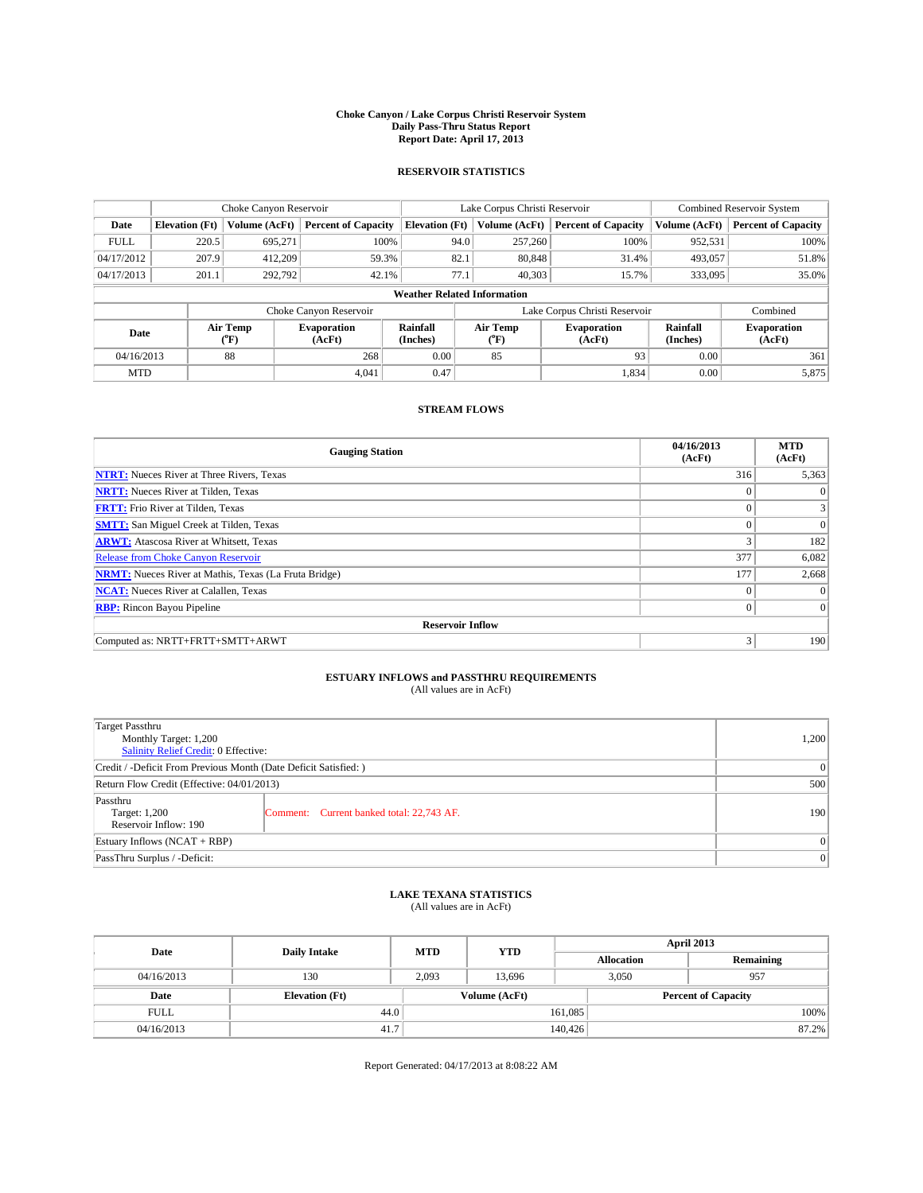# Choke Canyon / Lake Corpus Christi Reservoir System
## Daily Pass-Thru Status Report
## Report Date: April 17, 2013

### RESERVOIR STATISTICS

| | Choke Canyon Reservoir | | | Lake Corpus Christi Reservoir | | | Combined Reservoir System | |
|---|---|---|---|---|---|---|---|---|
| Date | Elevation (Ft) | Volume (AcFt) | Percent of Capacity | Elevation (Ft) | Volume (AcFt) | Percent of Capacity | Volume (AcFt) | Percent of Capacity |
| FULL | 220.5 | 695,271 | 100% | 94.0 | 257,260 | 100% | 952,531 | 100% |
| 04/17/2012 | 207.9 | 412,209 | 59.3% | 82.1 | 80,848 | 31.4% | 493,057 | 51.8% |
| 04/17/2013 | 201.1 | 292,792 | 42.1% | 77.1 | 40,303 | 15.7% | 333,095 | 35.0% |

**Weather Related Information**

| | Choke Canyon Reservoir | | | Lake Corpus Christi Reservoir | | | Combined |
|---|---|---|---|---|---|---|---|
| Date | Air Temp (°F) | Evaporation (AcFt) | Rainfall (Inches) | Air Temp (°F) | Evaporation (AcFt) | Rainfall (Inches) | Evaporation (AcFt) |
| 04/16/2013 | 88 | 268 | 0.00 | 85 | 93 | 0.00 | 361 |
| MTD | | 4,041 | 0.47 | | 1,834 | 0.00 | 5,875 |

### STREAM FLOWS

| Gauging Station | 04/16/2013 (AcFt) | MTD (AcFt) |
|---|---|---|
| **NTRT:** Nueces River at Three Rivers, Texas | 316 | 5,363 |
| **NRTT:** Nueces River at Tilden, Texas | 0 | 0 |
| **FRTT:** Frio River at Tilden, Texas | 0 | 3 |
| **SMTT:** San Miguel Creek at Tilden, Texas | 0 | 0 |
| **ARWT:** Atascosa River at Whitsett, Texas | 3 | 182 |
| Release from Choke Canyon Reservoir | 377 | 6,082 |
| **NRMT:** Nueces River at Mathis, Texas (La Fruta Bridge) | 177 | 2,668 |
| **NCAT:** Nueces River at Calallen, Texas | 0 | 0 |
| **RBP:** Rincon Bayou Pipeline | 0 | 0 |
| **Reservoir Inflow** | | |
| Computed as: NRTT+FRTT+SMTT+ARWT | 3 | 190 |

### ESTUARY INFLOWS and PASSTHRU REQUIREMENTS
(All values are in AcFt)

| | | |
|---|---|---|
| Target Passthru<br>Monthly Target: 1,200<br>Salinity Relief Credit: 0 Effective: | | 1,200 |
| Credit / -Deficit From Previous Month (Date Deficit Satisfied: ) | | 0 |
| Return Flow Credit (Effective: 04/01/2013) | | 500 |
| Passthru<br>Target: 1,200<br>Reservoir Inflow: 190 | Comment: Current banked total: 22,743 AF. | 190 |
| Estuary Inflows (NCAT + RBP) | | 0 |
| PassThru Surplus / -Deficit: | | 0 |

### LAKE TEXANA STATISTICS
(All values are in AcFt)

| Date | Daily Intake | MTD | YTD | April 2013 Allocation | April 2013 Remaining |
|---|---|---|---|---|---|
| 04/16/2013 | 130 | 2,093 | 13,696 | 3,050 | 957 |

| Date | Elevation (Ft) | Volume (AcFt) | Percent of Capacity |
|---|---|---|---|
| FULL | 44.0 | 161,085 | 100% |
| 04/16/2013 | 41.7 | 140,426 | 87.2% |

Report Generated: 04/17/2013 at 8:08:22 AM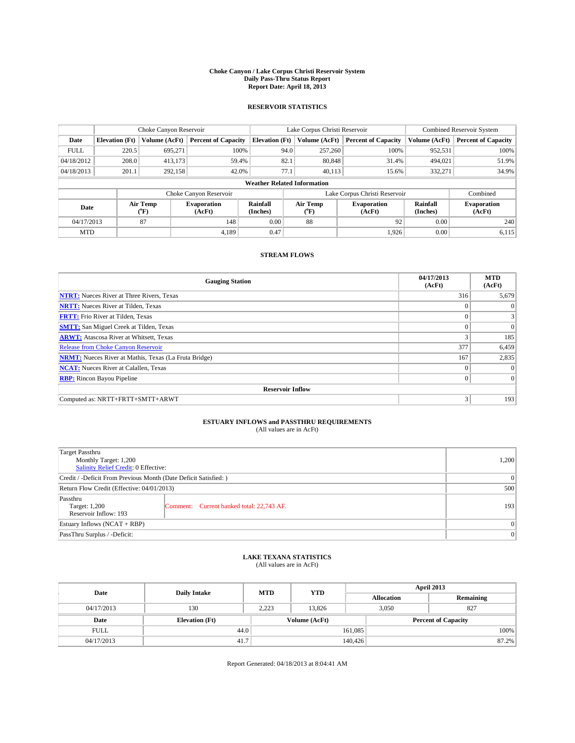**Choke Canyon / Lake Corpus Christi Reservoir System**
**Daily Pass-Thru Status Report**
**Report Date: April 18, 2013**

## RESERVOIR STATISTICS

| | Choke Canyon Reservoir | | | Lake Corpus Christi Reservoir | | | Combined Reservoir System | |
|---|---|---|---|---|---|---|---|---|
| Date | Elevation (Ft) | Volume (AcFt) | Percent of Capacity | Elevation (Ft) | Volume (AcFt) | Percent of Capacity | Volume (AcFt) | Percent of Capacity |
| FULL | 220.5 | 695,271 | 100% | 94.0 | 257,260 | 100% | 952,531 | 100% |
| 04/18/2012 | 208.0 | 413,173 | 59.4% | 82.1 | 80,848 | 31.4% | 494,021 | 51.9% |
| 04/18/2013 | 201.1 | 292,158 | 42.0% | 77.1 | 40,113 | 15.6% | 332,271 | 34.9% |

**Weather Related Information**

| | Choke Canyon Reservoir | | | Lake Corpus Christi Reservoir | | | Combined |
|---|---|---|---|---|---|---|---|
| Date | Air Temp (°F) | Evaporation (AcFt) | Rainfall (Inches) | Air Temp (°F) | Evaporation (AcFt) | Rainfall (Inches) | Evaporation (AcFt) |
| 04/17/2013 | 87 | 148 | 0.00 | 88 | 92 | 0.00 | 240 |
| MTD | | 4,189 | 0.47 | | 1,926 | 0.00 | 6,115 |

## STREAM FLOWS

| Gauging Station | 04/17/2013 (AcFt) | MTD (AcFt) |
|---|---|---|
| NTRT: Nueces River at Three Rivers, Texas | 316 | 5,679 |
| NRTT: Nueces River at Tilden, Texas | 0 | 0 |
| FRTT: Frio River at Tilden, Texas | 0 | 3 |
| SMTT: San Miguel Creek at Tilden, Texas | 0 | 0 |
| ARWT: Atascosa River at Whitsett, Texas | 3 | 185 |
| Release from Choke Canyon Reservoir | 377 | 6,459 |
| NRMT: Nueces River at Mathis, Texas (La Fruta Bridge) | 167 | 2,835 |
| NCAT: Nueces River at Calallen, Texas | 0 | 0 |
| RBP: Rincon Bayou Pipeline | 0 | 0 |
| **Reservoir Inflow** | | |
| Computed as: NRTT+FRTT+SMTT+ARWT | 3 | 193 |

## ESTUARY INFLOWS and PASSTHRU REQUIREMENTS
(All values are in AcFt)

| | | |
|---|---|---|
| Target Passthru<br>Monthly Target: 1,200<br>Salinity Relief Credit: 0 Effective: | | 1,200 |
| Credit / -Deficit From Previous Month (Date Deficit Satisfied: ) | | 0 |
| Return Flow Credit (Effective: 04/01/2013) | | 500 |
| Passthru<br>Target: 1,200<br>Reservoir Inflow: 193 | Comment: Current banked total: 22,743 AF. | 193 |
| Estuary Inflows (NCAT + RBP) | | 0 |
| PassThru Surplus / -Deficit: | | 0 |

## LAKE TEXANA STATISTICS
(All values are in AcFt)

| Date | Daily Intake | MTD | YTD | April 2013 Allocation | April 2013 Remaining |
|---|---|---|---|---|---|
| 04/17/2013 | 130 | 2,223 | 13,826 | 3,050 | 827 |

| Date | Elevation (Ft) | Volume (AcFt) | Percent of Capacity |
|---|---|---|---|
| FULL | 44.0 | 161,085 | 100% |
| 04/17/2013 | 41.7 | 140,426 | 87.2% |

Report Generated: 04/18/2013 at 8:04:41 AM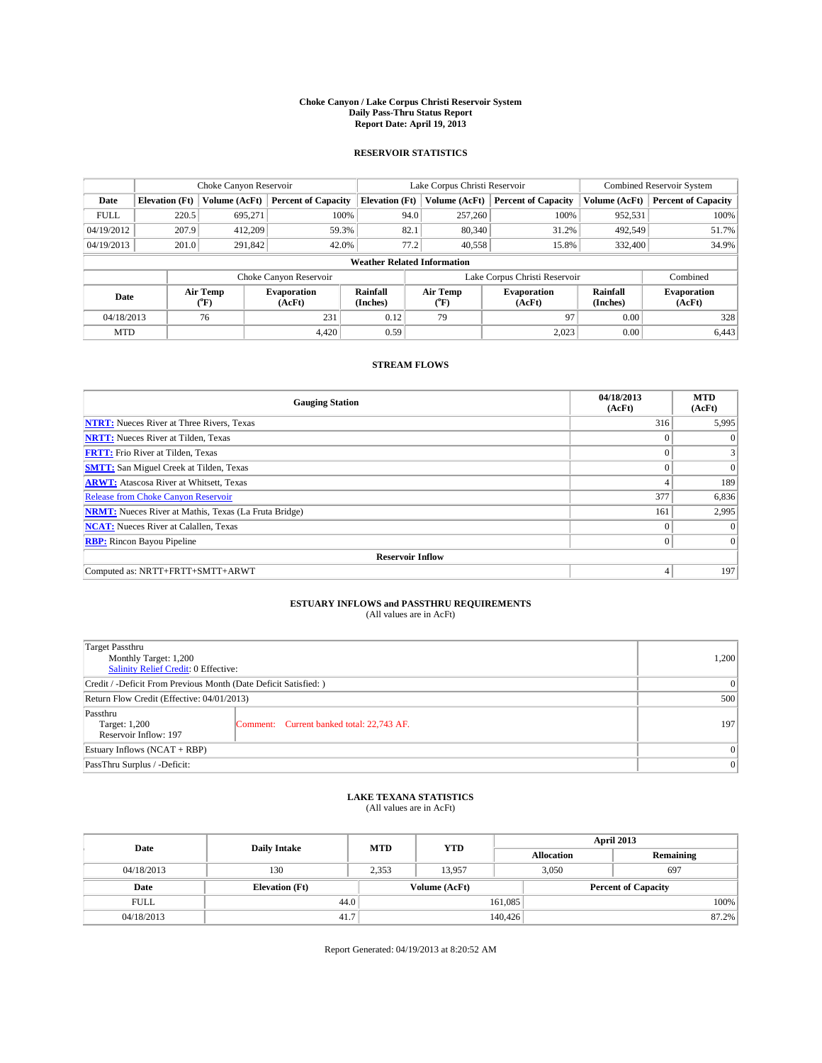**Choke Canyon / Lake Corpus Christi Reservoir System**
**Daily Pass-Thru Status Report**
**Report Date: April 19, 2013**

## RESERVOIR STATISTICS

| | Choke Canyon Reservoir | | | Lake Corpus Christi Reservoir | | | Combined Reservoir System | |
|---|---|---|---|---|---|---|---|---|
| Date | Elevation (Ft) | Volume (AcFt) | Percent of Capacity | Elevation (Ft) | Volume (AcFt) | Percent of Capacity | Volume (AcFt) | Percent of Capacity |
| FULL | 220.5 | 695,271 | 100% | 94.0 | 257,260 | 100% | 952,531 | 100% |
| 04/19/2012 | 207.9 | 412,209 | 59.3% | 82.1 | 80,340 | 31.2% | 492,549 | 51.7% |
| 04/19/2013 | 201.0 | 291,842 | 42.0% | 77.2 | 40,558 | 15.8% | 332,400 | 34.9% |

**Weather Related Information**

| | Choke Canyon Reservoir | | | Lake Corpus Christi Reservoir | | | Combined |
|---|---|---|---|---|---|---|---|
| Date | Air Temp (°F) | Evaporation (AcFt) | Rainfall (Inches) | Air Temp (°F) | Evaporation (AcFt) | Rainfall (Inches) | Evaporation (AcFt) |
| 04/18/2013 | 76 | 231 | 0.12 | 79 | 97 | 0.00 | 328 |
| MTD | | 4,420 | 0.59 | | 2,023 | 0.00 | 6,443 |

## STREAM FLOWS

| Gauging Station | 04/18/2013 (AcFt) | MTD (AcFt) |
|---|---|---|
| NTRT: Nueces River at Three Rivers, Texas | 316 | 5,995 |
| NRTT: Nueces River at Tilden, Texas | 0 | 0 |
| FRTT: Frio River at Tilden, Texas | 0 | 3 |
| SMTT: San Miguel Creek at Tilden, Texas | 0 | 0 |
| ARWT: Atascosa River at Whitsett, Texas | 4 | 189 |
| Release from Choke Canyon Reservoir | 377 | 6,836 |
| NRMT: Nueces River at Mathis, Texas (La Fruta Bridge) | 161 | 2,995 |
| NCAT: Nueces River at Calallen, Texas | 0 | 0 |
| RBP: Rincon Bayou Pipeline | 0 | 0 |
| **Reservoir Inflow** | | |
| Computed as: NRTT+FRTT+SMTT+ARWT | 4 | 197 |

## ESTUARY INFLOWS and PASSTHRU REQUIREMENTS
(All values are in AcFt)

| | | |
|---|---|---|
| Target Passthru<br>Monthly Target: 1,200<br>Salinity Relief Credit: 0 Effective: | | 1,200 |
| Credit / -Deficit From Previous Month (Date Deficit Satisfied: ) | | 0 |
| Return Flow Credit (Effective: 04/01/2013) | | 500 |
| Passthru<br>Target: 1,200<br>Reservoir Inflow: 197 | Comment: Current banked total: 22,743 AF. | 197 |
| Estuary Inflows (NCAT + RBP) | | 0 |
| PassThru Surplus / -Deficit: | | 0 |

## LAKE TEXANA STATISTICS
(All values are in AcFt)

| Date | Daily Intake | MTD | YTD | April 2013 Allocation | April 2013 Remaining |
|---|---|---|---|---|---|
| 04/18/2013 | 130 | 2,353 | 13,957 | 3,050 | 697 |

| Date | Elevation (Ft) | Volume (AcFt) | Percent of Capacity |
|---|---|---|---|
| FULL | 44.0 | 161,085 | 100% |
| 04/18/2013 | 41.7 | 140,426 | 87.2% |

Report Generated: 04/19/2013 at 8:20:52 AM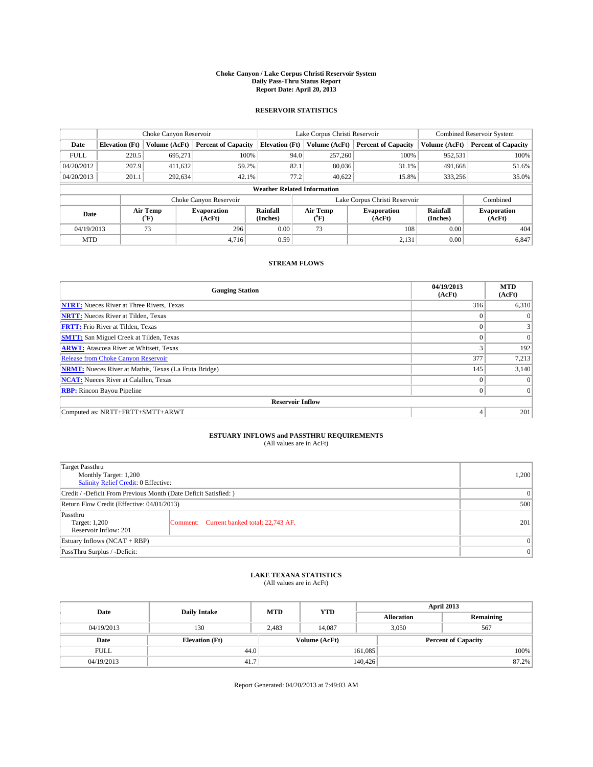# Choke Canyon / Lake Corpus Christi Reservoir System
## Daily Pass-Thru Status Report
### Report Date: April 20, 2013

## RESERVOIR STATISTICS

| | Choke Canyon Reservoir | | | Lake Corpus Christi Reservoir | | | Combined Reservoir System | |
|---|---|---|---|---|---|---|---|---|
| Date | Elevation (Ft) | Volume (AcFt) | Percent of Capacity | Elevation (Ft) | Volume (AcFt) | Percent of Capacity | Volume (AcFt) | Percent of Capacity |
| FULL | 220.5 | 695,271 | 100% | 94.0 | 257,260 | 100% | 952,531 | 100% |
| 04/20/2012 | 207.9 | 411,632 | 59.2% | 82.1 | 80,036 | 31.1% | 491,668 | 51.6% |
| 04/20/2013 | 201.1 | 292,634 | 42.1% | 77.2 | 40,622 | 15.8% | 333,256 | 35.0% |

**Weather Related Information**

| | Choke Canyon Reservoir | | | Lake Corpus Christi Reservoir | | | Combined |
|---|---|---|---|---|---|---|---|
| Date | Air Temp (°F) | Evaporation (AcFt) | Rainfall (Inches) | Air Temp (°F) | Evaporation (AcFt) | Rainfall (Inches) | Evaporation (AcFt) |
| 04/19/2013 | 73 | 296 | 0.00 | 73 | 108 | 0.00 | 404 |
| MTD | | 4,716 | 0.59 | | 2,131 | 0.00 | 6,847 |

## STREAM FLOWS

| Gauging Station | 04/19/2013 (AcFt) | MTD (AcFt) |
|---|---|---|
| NTRT: Nueces River at Three Rivers, Texas | 316 | 6,310 |
| NRTT: Nueces River at Tilden, Texas | 0 | 0 |
| FRTT: Frio River at Tilden, Texas | 0 | 3 |
| SMTT: San Miguel Creek at Tilden, Texas | 0 | 0 |
| ARWT: Atascosa River at Whitsett, Texas | 3 | 192 |
| Release from Choke Canyon Reservoir | 377 | 7,213 |
| NRMT: Nueces River at Mathis, Texas (La Fruta Bridge) | 145 | 3,140 |
| NCAT: Nueces River at Calallen, Texas | 0 | 0 |
| RBP: Rincon Bayou Pipeline | 0 | 0 |
| **Reservoir Inflow** | | |
| Computed as: NRTT+FRTT+SMTT+ARWT | 4 | 201 |

## ESTUARY INFLOWS and PASSTHRU REQUIREMENTS
(All values are in AcFt)

| | | |
|---|---|---|
| Target Passthru<br>Monthly Target: 1,200<br>Salinity Relief Credit: 0 Effective: | | 1,200 |
| Credit / -Deficit From Previous Month (Date Deficit Satisfied: ) | | 0 |
| Return Flow Credit (Effective: 04/01/2013) | | 500 |
| Passthru<br>Target: 1,200<br>Reservoir Inflow: 201 | Comment: Current banked total: 22,743 AF. | 201 |
| Estuary Inflows (NCAT + RBP) | | 0 |
| PassThru Surplus / -Deficit: | | 0 |

## LAKE TEXANA STATISTICS
(All values are in AcFt)

| Date | Daily Intake | MTD | YTD | April 2013 Allocation | April 2013 Remaining |
|---|---|---|---|---|---|
| 04/19/2013 | 130 | 2,483 | 14,087 | 3,050 | 567 |

| Date | Elevation (Ft) | Volume (AcFt) | Percent of Capacity |
|---|---|---|---|
| FULL | 44.0 | 161,085 | 100% |
| 04/19/2013 | 41.7 | 140,426 | 87.2% |

Report Generated: 04/20/2013 at 7:49:03 AM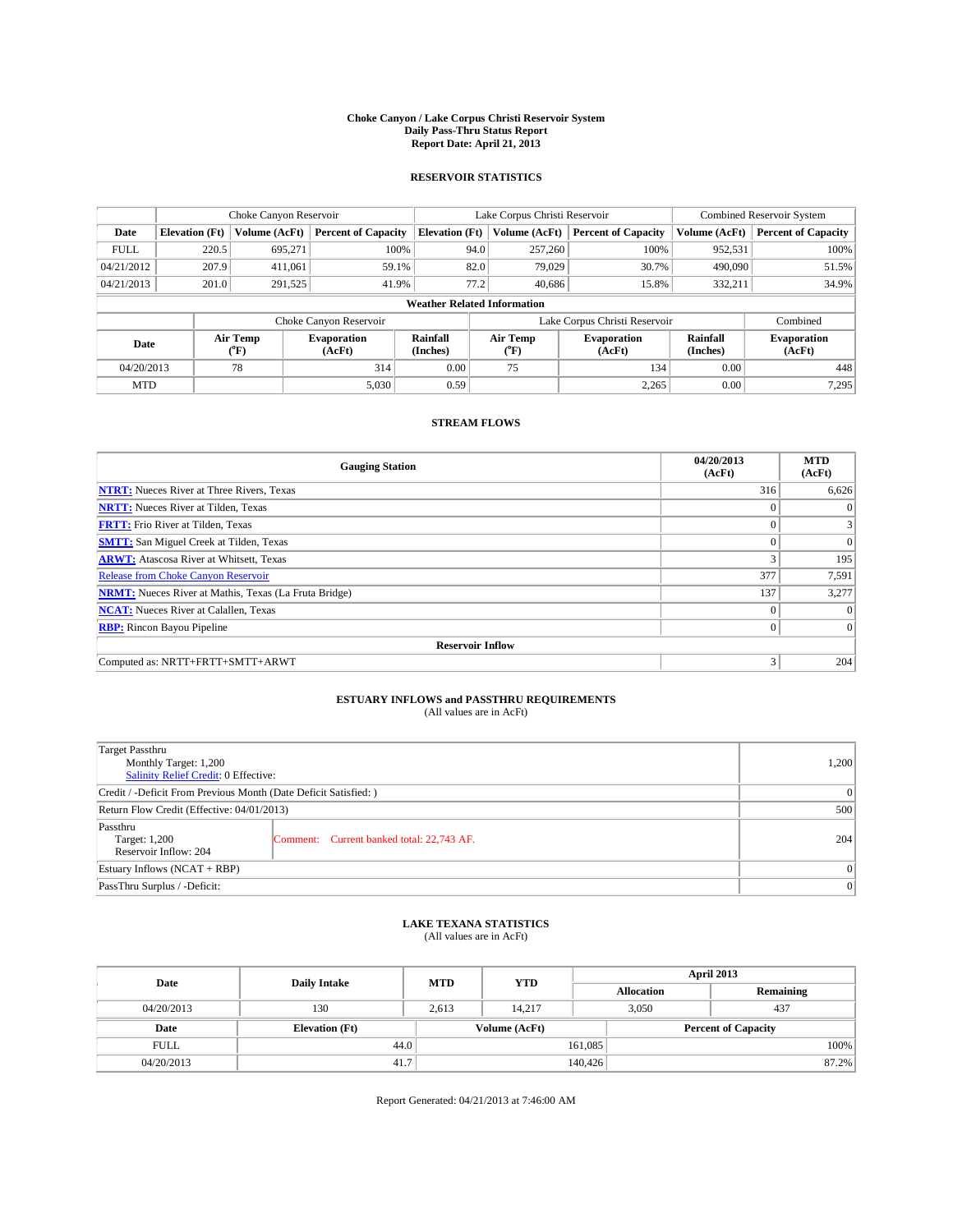# Choke Canyon / Lake Corpus Christi Reservoir System
## Daily Pass-Thru Status Report
### Report Date: April 21, 2013

## RESERVOIR STATISTICS

| | Choke Canyon Reservoir | | | Lake Corpus Christi Reservoir | | | Combined Reservoir System | |
|---|---|---|---|---|---|---|---|---|
| Date | Elevation (Ft) | Volume (AcFt) | Percent of Capacity | Elevation (Ft) | Volume (AcFt) | Percent of Capacity | Volume (AcFt) | Percent of Capacity |
| FULL | 220.5 | 695,271 | 100% | 94.0 | 257,260 | 100% | 952,531 | 100% |
| 04/21/2012 | 207.9 | 411,061 | 59.1% | 82.0 | 79,029 | 30.7% | 490,090 | 51.5% |
| 04/21/2013 | 201.0 | 291,525 | 41.9% | 77.2 | 40,686 | 15.8% | 332,211 | 34.9% |

**Weather Related Information**

| | Choke Canyon Reservoir | | | Lake Corpus Christi Reservoir | | | Combined |
|---|---|---|---|---|---|---|---|
| Date | Air Temp (°F) | Evaporation (AcFt) | Rainfall (Inches) | Air Temp (°F) | Evaporation (AcFt) | Rainfall (Inches) | Evaporation (AcFt) |
| 04/20/2013 | 78 | 314 | 0.00 | 75 | 134 | 0.00 | 448 |
| MTD | | 5,030 | 0.59 | | 2,265 | 0.00 | 7,295 |

## STREAM FLOWS

| Gauging Station | 04/20/2013 (AcFt) | MTD (AcFt) |
|---|---|---|
| NTRT: Nueces River at Three Rivers, Texas | 316 | 6,626 |
| NRTT: Nueces River at Tilden, Texas | 0 | 0 |
| FRTT: Frio River at Tilden, Texas | 0 | 3 |
| SMTT: San Miguel Creek at Tilden, Texas | 0 | 0 |
| ARWT: Atascosa River at Whitsett, Texas | 3 | 195 |
| Release from Choke Canyon Reservoir | 377 | 7,591 |
| NRMT: Nueces River at Mathis, Texas (La Fruta Bridge) | 137 | 3,277 |
| NCAT: Nueces River at Calallen, Texas | 0 | 0 |
| RBP: Rincon Bayou Pipeline | 0 | 0 |
| **Reservoir Inflow** | | |
| Computed as: NRTT+FRTT+SMTT+ARWT | 3 | 204 |

## ESTUARY INFLOWS and PASSTHRU REQUIREMENTS
(All values are in AcFt)

| | |
|---|---|
| Target Passthru<br>Monthly Target: 1,200<br>Salinity Relief Credit: 0 Effective: | 1,200 |
| Credit / -Deficit From Previous Month (Date Deficit Satisfied: ) | 0 |
| Return Flow Credit (Effective: 04/01/2013) | 500 |
| Passthru<br>Target: 1,200<br>Reservoir Inflow: 204 — Comment: Current banked total: 22,743 AF. | 204 |
| Estuary Inflows (NCAT + RBP) | 0 |
| PassThru Surplus / -Deficit: | 0 |

## LAKE TEXANA STATISTICS
(All values are in AcFt)

| Date | Daily Intake | MTD | YTD | April 2013 Allocation | April 2013 Remaining |
|---|---|---|---|---|---|
| 04/20/2013 | 130 | 2,613 | 14,217 | 3,050 | 437 |

| Date | Elevation (Ft) | Volume (AcFt) | Percent of Capacity |
|---|---|---|---|
| FULL | 44.0 | 161,085 | 100% |
| 04/20/2013 | 41.7 | 140,426 | 87.2% |

Report Generated: 04/21/2013 at 7:46:00 AM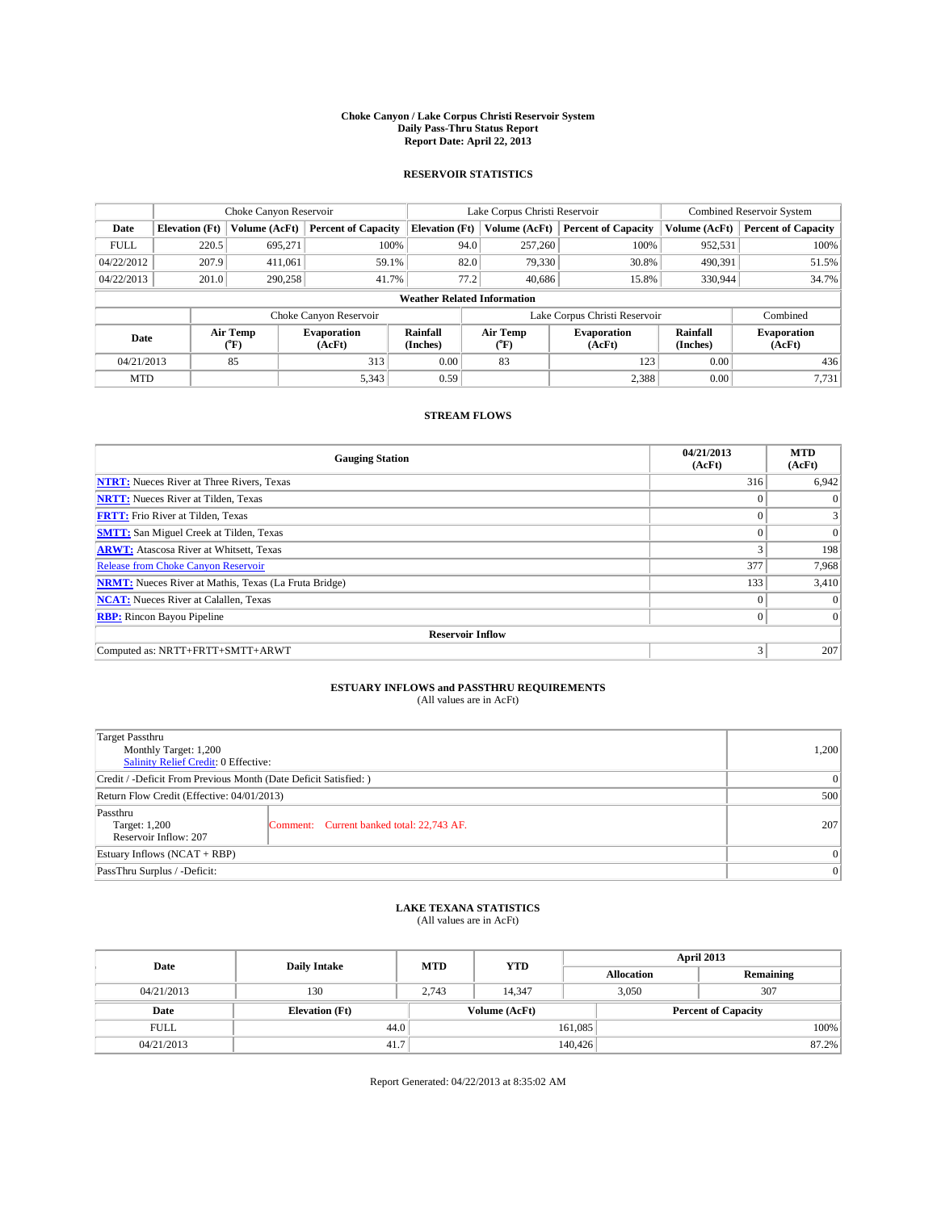# Choke Canyon / Lake Corpus Christi Reservoir System
## Daily Pass-Thru Status Report
## Report Date: April 22, 2013

### RESERVOIR STATISTICS

| | Choke Canyon Reservoir | | | Lake Corpus Christi Reservoir | | | Combined Reservoir System | |
|---|---|---|---|---|---|---|---|---|
| Date | Elevation (Ft) | Volume (AcFt) | Percent of Capacity | Elevation (Ft) | Volume (AcFt) | Percent of Capacity | Volume (AcFt) | Percent of Capacity |
| FULL | 220.5 | 695,271 | 100% | 94.0 | 257,260 | 100% | 952,531 | 100% |
| 04/22/2012 | 207.9 | 411,061 | 59.1% | 82.0 | 79,330 | 30.8% | 490,391 | 51.5% |
| 04/22/2013 | 201.0 | 290,258 | 41.7% | 77.2 | 40,686 | 15.8% | 330,944 | 34.7% |

**Weather Related Information**

| | Choke Canyon Reservoir | | | Lake Corpus Christi Reservoir | | | Combined |
|---|---|---|---|---|---|---|---|
| Date | Air Temp (°F) | Evaporation (AcFt) | Rainfall (Inches) | Air Temp (°F) | Evaporation (AcFt) | Rainfall (Inches) | Evaporation (AcFt) |
| 04/21/2013 | 85 | 313 | 0.00 | 83 | 123 | 0.00 | 436 |
| MTD | | 5,343 | 0.59 | | 2,388 | 0.00 | 7,731 |

### STREAM FLOWS

| Gauging Station | 04/21/2013 (AcFt) | MTD (AcFt) |
|---|---|---|
| **NTRT:** Nueces River at Three Rivers, Texas | 316 | 6,942 |
| **NRTT:** Nueces River at Tilden, Texas | 0 | 0 |
| **FRTT:** Frio River at Tilden, Texas | 0 | 3 |
| **SMTT:** San Miguel Creek at Tilden, Texas | 0 | 0 |
| **ARWT:** Atascosa River at Whitsett, Texas | 3 | 198 |
| Release from Choke Canyon Reservoir | 377 | 7,968 |
| **NRMT:** Nueces River at Mathis, Texas (La Fruta Bridge) | 133 | 3,410 |
| **NCAT:** Nueces River at Calallen, Texas | 0 | 0 |
| **RBP:** Rincon Bayou Pipeline | 0 | 0 |
| **Reservoir Inflow** | | |
| Computed as: NRTT+FRTT+SMTT+ARWT | 3 | 207 |

### ESTUARY INFLOWS and PASSTHRU REQUIREMENTS
(All values are in AcFt)

| | | |
|---|---|---|
| Target Passthru<br>Monthly Target: 1,200<br>Salinity Relief Credit: 0 Effective: | | 1,200 |
| Credit / -Deficit From Previous Month (Date Deficit Satisfied: ) | | 0 |
| Return Flow Credit (Effective: 04/01/2013) | | 500 |
| Passthru<br>Target: 1,200<br>Reservoir Inflow: 207 | Comment: Current banked total: 22,743 AF. | 207 |
| Estuary Inflows (NCAT + RBP) | | 0 |
| PassThru Surplus / -Deficit: | | 0 |

### LAKE TEXANA STATISTICS
(All values are in AcFt)

| Date | Daily Intake | MTD | YTD | April 2013 Allocation | April 2013 Remaining |
|---|---|---|---|---|---|
| 04/21/2013 | 130 | 2,743 | 14,347 | 3,050 | 307 |

| Date | Elevation (Ft) | Volume (AcFt) | Percent of Capacity |
|---|---|---|---|
| FULL | 44.0 | 161,085 | 100% |
| 04/21/2013 | 41.7 | 140,426 | 87.2% |

Report Generated: 04/22/2013 at 8:35:02 AM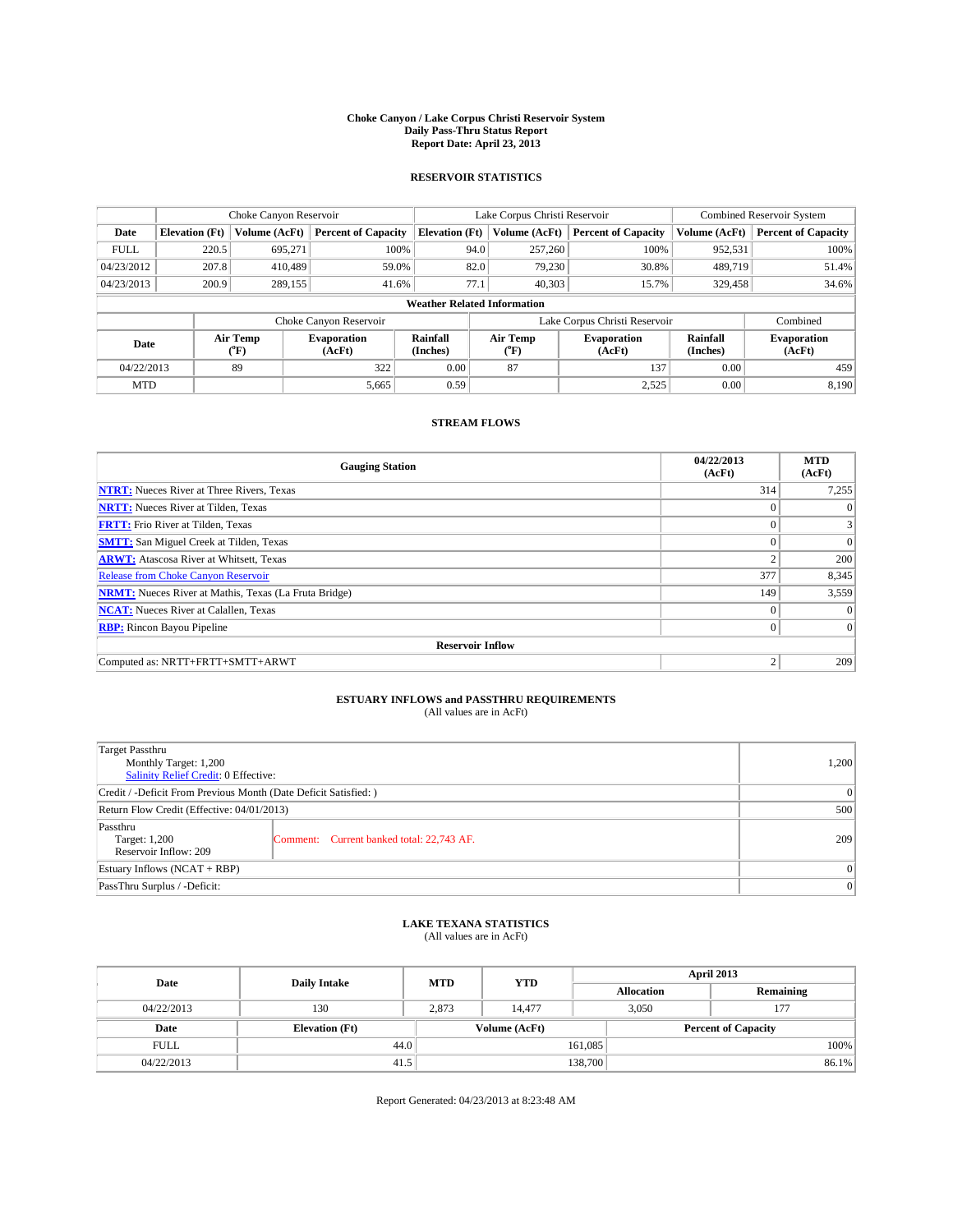# Choke Canyon / Lake Corpus Christi Reservoir System
## Daily Pass-Thru Status Report
## Report Date: April 23, 2013

### RESERVOIR STATISTICS

| | Choke Canyon Reservoir | | | Lake Corpus Christi Reservoir | | | Combined Reservoir System | |
|---|---|---|---|---|---|---|---|---|
| Date | Elevation (Ft) | Volume (AcFt) | Percent of Capacity | Elevation (Ft) | Volume (AcFt) | Percent of Capacity | Volume (AcFt) | Percent of Capacity |
| FULL | 220.5 | 695,271 | 100% | 94.0 | 257,260 | 100% | 952,531 | 100% |
| 04/23/2012 | 207.8 | 410,489 | 59.0% | 82.0 | 79,230 | 30.8% | 489,719 | 51.4% |
| 04/23/2013 | 200.9 | 289,155 | 41.6% | 77.1 | 40,303 | 15.7% | 329,458 | 34.6% |

**Weather Related Information**

| | Choke Canyon Reservoir | | | Lake Corpus Christi Reservoir | | | Combined |
|---|---|---|---|---|---|---|---|
| Date | Air Temp (°F) | Evaporation (AcFt) | Rainfall (Inches) | Air Temp (°F) | Evaporation (AcFt) | Rainfall (Inches) | Evaporation (AcFt) |
| 04/22/2013 | 89 | 322 | 0.00 | 87 | 137 | 0.00 | 459 |
| MTD | | 5,665 | 0.59 | | 2,525 | 0.00 | 8,190 |

### STREAM FLOWS

| Gauging Station | 04/22/2013 (AcFt) | MTD (AcFt) |
|---|---|---|
| NTRT: Nueces River at Three Rivers, Texas | 314 | 7,255 |
| NRTT: Nueces River at Tilden, Texas | 0 | 0 |
| FRTT: Frio River at Tilden, Texas | 0 | 3 |
| SMTT: San Miguel Creek at Tilden, Texas | 0 | 0 |
| ARWT: Atascosa River at Whitsett, Texas | 2 | 200 |
| Release from Choke Canyon Reservoir | 377 | 8,345 |
| NRMT: Nueces River at Mathis, Texas (La Fruta Bridge) | 149 | 3,559 |
| NCAT: Nueces River at Calallen, Texas | 0 | 0 |
| RBP: Rincon Bayou Pipeline | 0 | 0 |
| **Reservoir Inflow** | | |
| Computed as: NRTT+FRTT+SMTT+ARWT | 2 | 209 |

### ESTUARY INFLOWS and PASSTHRU REQUIREMENTS
(All values are in AcFt)

| | | |
|---|---|---|
| Target Passthru<br>Monthly Target: 1,200<br>Salinity Relief Credit: 0 Effective: | | 1,200 |
| Credit / -Deficit From Previous Month (Date Deficit Satisfied: ) | | 0 |
| Return Flow Credit (Effective: 04/01/2013) | | 500 |
| Passthru<br>Target: 1,200<br>Reservoir Inflow: 209 | Comment: Current banked total: 22,743 AF. | 209 |
| Estuary Inflows (NCAT + RBP) | | 0 |
| PassThru Surplus / -Deficit: | | 0 |

### LAKE TEXANA STATISTICS
(All values are in AcFt)

| Date | Daily Intake | MTD | YTD | April 2013 Allocation | April 2013 Remaining |
|---|---|---|---|---|---|
| 04/22/2013 | 130 | 2,873 | 14,477 | 3,050 | 177 |

| Date | Elevation (Ft) | Volume (AcFt) | Percent of Capacity |
|---|---|---|---|
| FULL | 44.0 | 161,085 | 100% |
| 04/22/2013 | 41.5 | 138,700 | 86.1% |

Report Generated: 04/23/2013 at 8:23:48 AM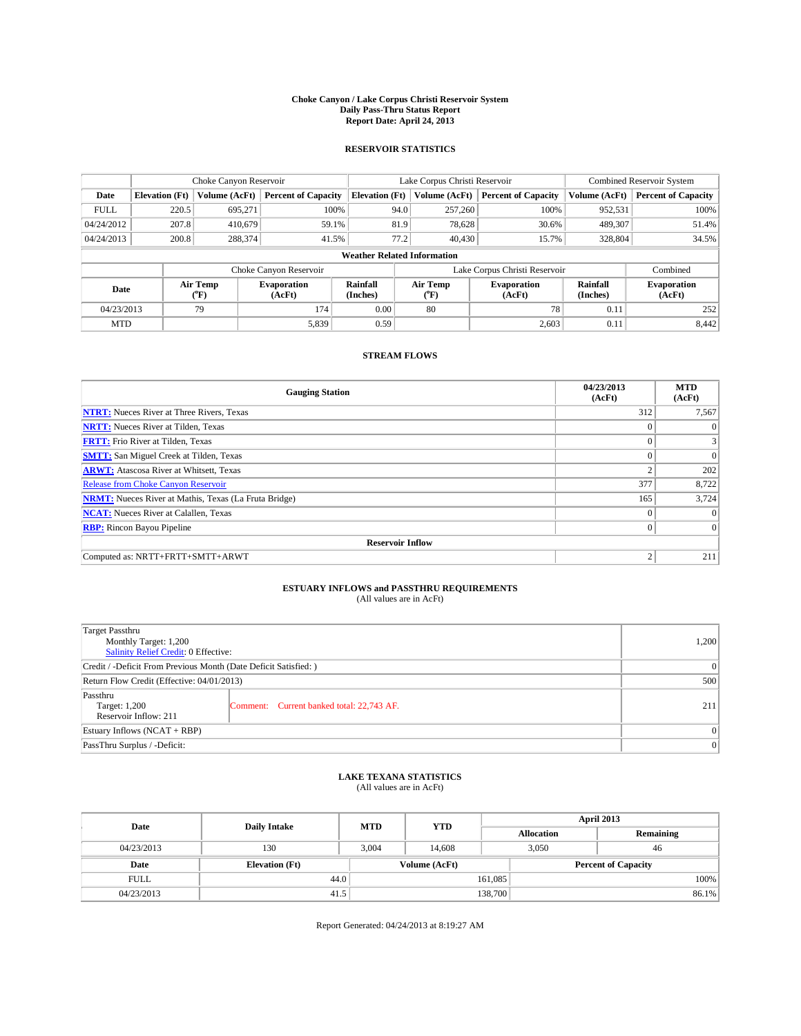# Choke Canyon / Lake Corpus Christi Reservoir System
## Daily Pass-Thru Status Report
### Report Date: April 24, 2013

## RESERVOIR STATISTICS

| | Choke Canyon Reservoir | | | Lake Corpus Christi Reservoir | | | Combined Reservoir System | |
|---|---|---|---|---|---|---|---|---|
| Date | Elevation (Ft) | Volume (AcFt) | Percent of Capacity | Elevation (Ft) | Volume (AcFt) | Percent of Capacity | Volume (AcFt) | Percent of Capacity |
| FULL | 220.5 | 695,271 | 100% | 94.0 | 257,260 | 100% | 952,531 | 100% |
| 04/24/2012 | 207.8 | 410,679 | 59.1% | 81.9 | 78,628 | 30.6% | 489,307 | 51.4% |
| 04/24/2013 | 200.8 | 288,374 | 41.5% | 77.2 | 40,430 | 15.7% | 328,804 | 34.5% |

**Weather Related Information**

| | Choke Canyon Reservoir | | | Lake Corpus Christi Reservoir | | | Combined |
|---|---|---|---|---|---|---|---|
| Date | Air Temp (°F) | Evaporation (AcFt) | Rainfall (Inches) | Air Temp (°F) | Evaporation (AcFt) | Rainfall (Inches) | Evaporation (AcFt) |
| 04/23/2013 | 79 | 174 | 0.00 | 80 | 78 | 0.11 | 252 |
| MTD | | 5,839 | 0.59 | | 2,603 | 0.11 | 8,442 |

## STREAM FLOWS

| Gauging Station | 04/23/2013 (AcFt) | MTD (AcFt) |
|---|---|---|
| NTRT: Nueces River at Three Rivers, Texas | 312 | 7,567 |
| NRTT: Nueces River at Tilden, Texas | 0 | 0 |
| FRTT: Frio River at Tilden, Texas | 0 | 3 |
| SMTT: San Miguel Creek at Tilden, Texas | 0 | 0 |
| ARWT: Atascosa River at Whitsett, Texas | 2 | 202 |
| Release from Choke Canyon Reservoir | 377 | 8,722 |
| NRMT: Nueces River at Mathis, Texas (La Fruta Bridge) | 165 | 3,724 |
| NCAT: Nueces River at Calallen, Texas | 0 | 0 |
| RBP: Rincon Bayou Pipeline | 0 | 0 |
| **Reservoir Inflow** | | |
| Computed as: NRTT+FRTT+SMTT+ARWT | 2 | 211 |

## ESTUARY INFLOWS and PASSTHRU REQUIREMENTS
(All values are in AcFt)

| Item | | Value |
|---|---|---|
| Target Passthru<br>Monthly Target: 1,200<br>Salinity Relief Credit: 0 Effective: | | 1,200 |
| Credit / -Deficit From Previous Month (Date Deficit Satisfied: ) | | 0 |
| Return Flow Credit (Effective: 04/01/2013) | | 500 |
| Passthru<br>Target: 1,200<br>Reservoir Inflow: 211 | Comment: Current banked total: 22,743 AF. | 211 |
| Estuary Inflows (NCAT + RBP) | | 0 |
| PassThru Surplus / -Deficit: | | 0 |

## LAKE TEXANA STATISTICS
(All values are in AcFt)

| Date | Daily Intake | MTD | YTD | April 2013 Allocation | April 2013 Remaining |
|---|---|---|---|---|---|
| 04/23/2013 | 130 | 3,004 | 14,608 | 3,050 | 46 |

| Date | Elevation (Ft) | Volume (AcFt) | Percent of Capacity |
|---|---|---|---|
| FULL | 44.0 | 161,085 | 100% |
| 04/23/2013 | 41.5 | 138,700 | 86.1% |

Report Generated: 04/24/2013 at 8:19:27 AM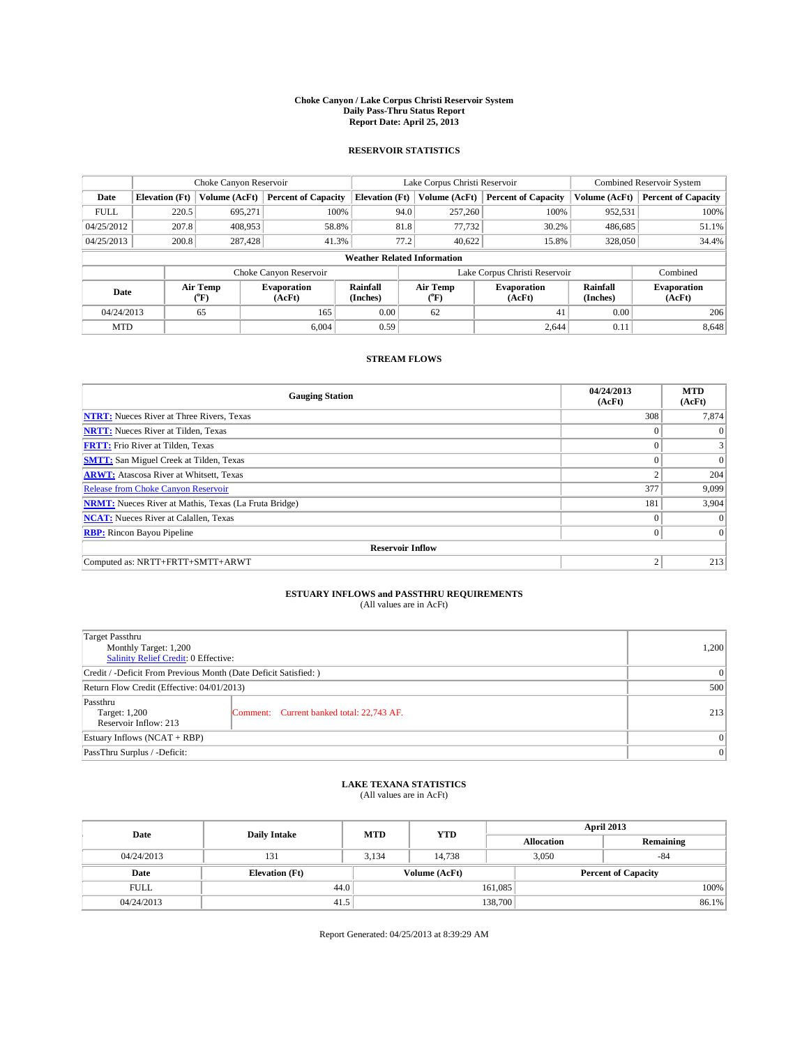# Choke Canyon / Lake Corpus Christi Reservoir System
## Daily Pass-Thru Status Report
## Report Date: April 25, 2013

### RESERVOIR STATISTICS

| | Choke Canyon Reservoir | | | Lake Corpus Christi Reservoir | | | Combined Reservoir System | |
|---|---|---|---|---|---|---|---|---|
| Date | Elevation (Ft) | Volume (AcFt) | Percent of Capacity | Elevation (Ft) | Volume (AcFt) | Percent of Capacity | Volume (AcFt) | Percent of Capacity |
| FULL | 220.5 | 695,271 | 100% | 94.0 | 257,260 | 100% | 952,531 | 100% |
| 04/25/2012 | 207.8 | 408,953 | 58.8% | 81.8 | 77,732 | 30.2% | 486,685 | 51.1% |
| 04/25/2013 | 200.8 | 287,428 | 41.3% | 77.2 | 40,622 | 15.8% | 328,050 | 34.4% |

**Weather Related Information**

| | Choke Canyon Reservoir | | | Lake Corpus Christi Reservoir | | | Combined |
|---|---|---|---|---|---|---|---|
| Date | Air Temp (°F) | Evaporation (AcFt) | Rainfall (Inches) | Air Temp (°F) | Evaporation (AcFt) | Rainfall (Inches) | Evaporation (AcFt) |
| 04/24/2013 | 65 | 165 | 0.00 | 62 | 41 | 0.00 | 206 |
| MTD | | 6,004 | 0.59 | | 2,644 | 0.11 | 8,648 |

### STREAM FLOWS

| Gauging Station | 04/24/2013 (AcFt) | MTD (AcFt) |
|---|---|---|
| NTRT: Nueces River at Three Rivers, Texas | 308 | 7,874 |
| NRTT: Nueces River at Tilden, Texas | 0 | 0 |
| FRTT: Frio River at Tilden, Texas | 0 | 3 |
| SMTT: San Miguel Creek at Tilden, Texas | 0 | 0 |
| ARWT: Atascosa River at Whitsett, Texas | 2 | 204 |
| Release from Choke Canyon Reservoir | 377 | 9,099 |
| NRMT: Nueces River at Mathis, Texas (La Fruta Bridge) | 181 | 3,904 |
| NCAT: Nueces River at Calallen, Texas | 0 | 0 |
| RBP: Rincon Bayou Pipeline | 0 | 0 |
| **Reservoir Inflow** | | |
| Computed as: NRTT+FRTT+SMTT+ARWT | 2 | 213 |

### ESTUARY INFLOWS and PASSTHRU REQUIREMENTS
(All values are in AcFt)

| | | |
|---|---|---|
| Target Passthru<br>Monthly Target: 1,200<br>Salinity Relief Credit: 0 Effective: | | 1,200 |
| Credit / -Deficit From Previous Month (Date Deficit Satisfied: ) | | 0 |
| Return Flow Credit (Effective: 04/01/2013) | | 500 |
| Passthru<br>Target: 1,200<br>Reservoir Inflow: 213 | Comment: Current banked total: 22,743 AF. | 213 |
| Estuary Inflows (NCAT + RBP) | | 0 |
| PassThru Surplus / -Deficit: | | 0 |

### LAKE TEXANA STATISTICS
(All values are in AcFt)

| Date | Daily Intake | MTD | YTD | April 2013 Allocation | April 2013 Remaining |
|---|---|---|---|---|---|
| 04/24/2013 | 131 | 3,134 | 14,738 | 3,050 | -84 |

| Date | Elevation (Ft) | Volume (AcFt) | Percent of Capacity |
|---|---|---|---|
| FULL | 44.0 | 161,085 | 100% |
| 04/24/2013 | 41.5 | 138,700 | 86.1% |

Report Generated: 04/25/2013 at 8:39:29 AM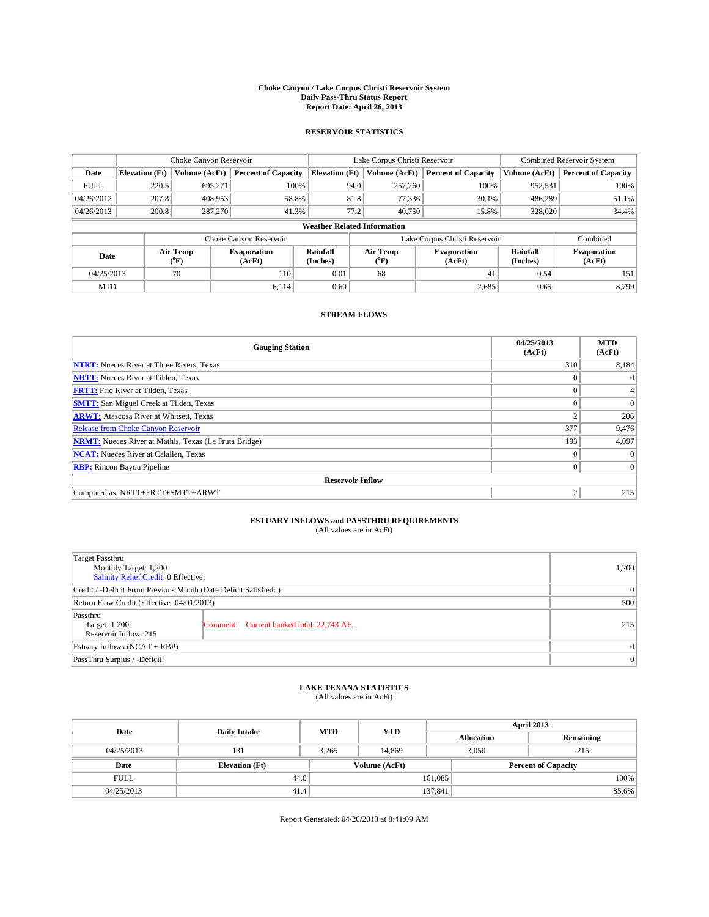# Choke Canyon / Lake Corpus Christi Reservoir System
## Daily Pass-Thru Status Report
## Report Date: April 26, 2013

### RESERVOIR STATISTICS

| | Choke Canyon Reservoir | | | Lake Corpus Christi Reservoir | | | Combined Reservoir System | |
|---|---|---|---|---|---|---|---|---|
| Date | Elevation (Ft) | Volume (AcFt) | Percent of Capacity | Elevation (Ft) | Volume (AcFt) | Percent of Capacity | Volume (AcFt) | Percent of Capacity |
| FULL | 220.5 | 695,271 | 100% | 94.0 | 257,260 | 100% | 952,531 | 100% |
| 04/26/2012 | 207.8 | 408,953 | 58.8% | 81.8 | 77,336 | 30.1% | 486,289 | 51.1% |
| 04/26/2013 | 200.8 | 287,270 | 41.3% | 77.2 | 40,750 | 15.8% | 328,020 | 34.4% |

**Weather Related Information**

| | Choke Canyon Reservoir | | | Lake Corpus Christi Reservoir | | | Combined |
|---|---|---|---|---|---|---|---|
| Date | Air Temp (°F) | Evaporation (AcFt) | Rainfall (Inches) | Air Temp (°F) | Evaporation (AcFt) | Rainfall (Inches) | Evaporation (AcFt) |
| 04/25/2013 | 70 | 110 | 0.01 | 68 | 41 | 0.54 | 151 |
| MTD | | 6,114 | 0.60 | | 2,685 | 0.65 | 8,799 |

### STREAM FLOWS

| Gauging Station | 04/25/2013 (AcFt) | MTD (AcFt) |
|---|---|---|
| NTRT: Nueces River at Three Rivers, Texas | 310 | 8,184 |
| NRTT: Nueces River at Tilden, Texas | 0 | 0 |
| FRTT: Frio River at Tilden, Texas | 0 | 4 |
| SMTT: San Miguel Creek at Tilden, Texas | 0 | 0 |
| ARWT: Atascosa River at Whitsett, Texas | 2 | 206 |
| Release from Choke Canyon Reservoir | 377 | 9,476 |
| NRMT: Nueces River at Mathis, Texas (La Fruta Bridge) | 193 | 4,097 |
| NCAT: Nueces River at Calallen, Texas | 0 | 0 |
| RBP: Rincon Bayou Pipeline | 0 | 0 |
| **Reservoir Inflow** | | |
| Computed as: NRTT+FRTT+SMTT+ARWT | 2 | 215 |

### ESTUARY INFLOWS and PASSTHRU REQUIREMENTS
(All values are in AcFt)

| | | |
|---|---|---|
| Target Passthru<br>Monthly Target: 1,200<br>Salinity Relief Credit: 0 Effective: | | 1,200 |
| Credit / -Deficit From Previous Month (Date Deficit Satisfied: ) | | 0 |
| Return Flow Credit (Effective: 04/01/2013) | | 500 |
| Passthru<br>Target: 1,200<br>Reservoir Inflow: 215 | Comment: Current banked total: 22,743 AF. | 215 |
| Estuary Inflows (NCAT + RBP) | | 0 |
| PassThru Surplus / -Deficit: | | 0 |

### LAKE TEXANA STATISTICS
(All values are in AcFt)

| Date | Daily Intake | MTD | YTD | April 2013 Allocation | April 2013 Remaining |
|---|---|---|---|---|---|
| 04/25/2013 | 131 | 3,265 | 14,869 | 3,050 | -215 |

| Date | Elevation (Ft) | Volume (AcFt) | Percent of Capacity |
|---|---|---|---|
| FULL | 44.0 | 161,085 | 100% |
| 04/25/2013 | 41.4 | 137,841 | 85.6% |

Report Generated: 04/26/2013 at 8:41:09 AM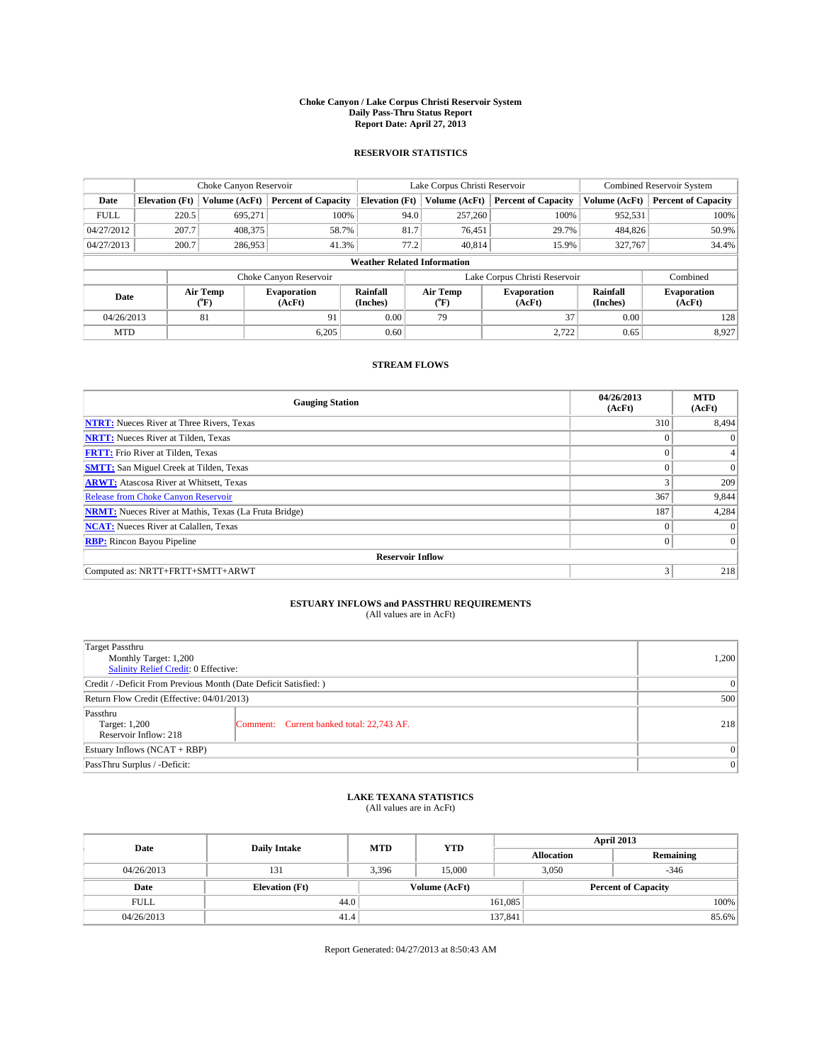# Choke Canyon / Lake Corpus Christi Reservoir System
## Daily Pass-Thru Status Report
## Report Date: April 27, 2013

### RESERVOIR STATISTICS

| | Choke Canyon Reservoir | | | Lake Corpus Christi Reservoir | | | Combined Reservoir System | |
|---|---|---|---|---|---|---|---|---|
| Date | Elevation (Ft) | Volume (AcFt) | Percent of Capacity | Elevation (Ft) | Volume (AcFt) | Percent of Capacity | Volume (AcFt) | Percent of Capacity |
| FULL | 220.5 | 695,271 | 100% | 94.0 | 257,260 | 100% | 952,531 | 100% |
| 04/27/2012 | 207.7 | 408,375 | 58.7% | 81.7 | 76,451 | 29.7% | 484,826 | 50.9% |
| 04/27/2013 | 200.7 | 286,953 | 41.3% | 77.2 | 40,814 | 15.9% | 327,767 | 34.4% |

**Weather Related Information**

| | Choke Canyon Reservoir | | | Lake Corpus Christi Reservoir | | | Combined |
|---|---|---|---|---|---|---|---|
| Date | Air Temp (°F) | Evaporation (AcFt) | Rainfall (Inches) | Air Temp (°F) | Evaporation (AcFt) | Rainfall (Inches) | Evaporation (AcFt) |
| 04/26/2013 | 81 | 91 | 0.00 | 79 | 37 | 0.00 | 128 |
| MTD | | 6,205 | 0.60 | | 2,722 | 0.65 | 8,927 |

### STREAM FLOWS

| Gauging Station | 04/26/2013 (AcFt) | MTD (AcFt) |
|---|---|---|
| NTRT: Nueces River at Three Rivers, Texas | 310 | 8,494 |
| NRTT: Nueces River at Tilden, Texas | 0 | 0 |
| FRTT: Frio River at Tilden, Texas | 0 | 4 |
| SMTT: San Miguel Creek at Tilden, Texas | 0 | 0 |
| ARWT: Atascosa River at Whitsett, Texas | 3 | 209 |
| Release from Choke Canyon Reservoir | 367 | 9,844 |
| NRMT: Nueces River at Mathis, Texas (La Fruta Bridge) | 187 | 4,284 |
| NCAT: Nueces River at Calallen, Texas | 0 | 0 |
| RBP: Rincon Bayou Pipeline | 0 | 0 |
| **Reservoir Inflow** | | |
| Computed as: NRTT+FRTT+SMTT+ARWT | 3 | 218 |

### ESTUARY INFLOWS and PASSTHRU REQUIREMENTS
(All values are in AcFt)

| | | |
|---|---|---|
| Target Passthru<br>Monthly Target: 1,200<br>Salinity Relief Credit: 0 Effective: | | 1,200 |
| Credit / -Deficit From Previous Month (Date Deficit Satisfied: ) | | 0 |
| Return Flow Credit (Effective: 04/01/2013) | | 500 |
| Passthru<br>Target: 1,200<br>Reservoir Inflow: 218 | Comment: Current banked total: 22,743 AF. | 218 |
| Estuary Inflows (NCAT + RBP) | | 0 |
| PassThru Surplus / -Deficit: | | 0 |

### LAKE TEXANA STATISTICS
(All values are in AcFt)

| Date | Daily Intake | MTD | YTD | April 2013 Allocation | April 2013 Remaining |
|---|---|---|---|---|---|
| 04/26/2013 | 131 | 3,396 | 15,000 | 3,050 | -346 |

| Date | Elevation (Ft) | Volume (AcFt) | Percent of Capacity |
|---|---|---|---|
| FULL | 44.0 | 161,085 | 100% |
| 04/26/2013 | 41.4 | 137,841 | 85.6% |

Report Generated: 04/27/2013 at 8:50:43 AM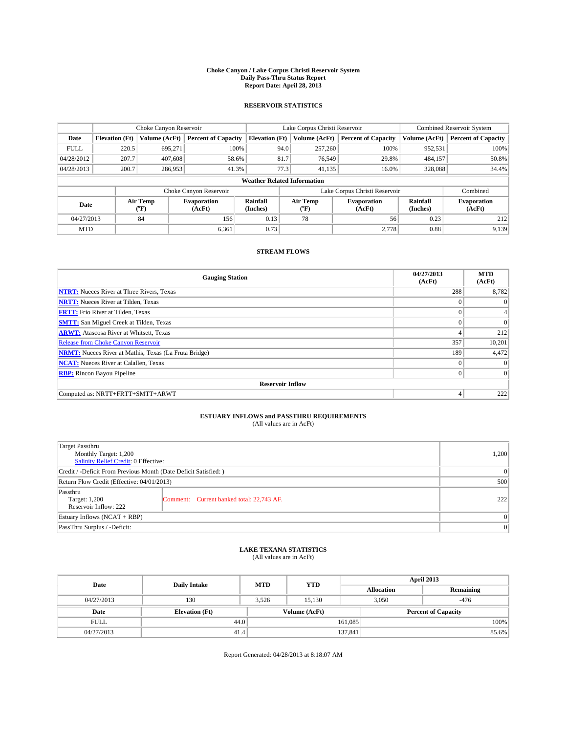# Choke Canyon / Lake Corpus Christi Reservoir System
## Daily Pass-Thru Status Report
## Report Date: April 28, 2013

### RESERVOIR STATISTICS

| | Choke Canyon Reservoir | | | Lake Corpus Christi Reservoir | | | Combined Reservoir System | |
|---|---|---|---|---|---|---|---|---|
| Date | Elevation (Ft) | Volume (AcFt) | Percent of Capacity | Elevation (Ft) | Volume (AcFt) | Percent of Capacity | Volume (AcFt) | Percent of Capacity |
| FULL | 220.5 | 695,271 | 100% | 94.0 | 257,260 | 100% | 952,531 | 100% |
| 04/28/2012 | 207.7 | 407,608 | 58.6% | 81.7 | 76,549 | 29.8% | 484,157 | 50.8% |
| 04/28/2013 | 200.7 | 286,953 | 41.3% | 77.3 | 41,135 | 16.0% | 328,088 | 34.4% |

**Weather Related Information**

| | Choke Canyon Reservoir | | | Lake Corpus Christi Reservoir | | | Combined |
|---|---|---|---|---|---|---|---|
| Date | Air Temp (°F) | Evaporation (AcFt) | Rainfall (Inches) | Air Temp (°F) | Evaporation (AcFt) | Rainfall (Inches) | Evaporation (AcFt) |
| 04/27/2013 | 84 | 156 | 0.13 | 78 | 56 | 0.23 | 212 |
| MTD | | 6,361 | 0.73 | | 2,778 | 0.88 | 9,139 |

### STREAM FLOWS

| Gauging Station | 04/27/2013 (AcFt) | MTD (AcFt) |
|---|---|---|
| NTRT: Nueces River at Three Rivers, Texas | 288 | 8,782 |
| NRTT: Nueces River at Tilden, Texas | 0 | 0 |
| FRTT: Frio River at Tilden, Texas | 0 | 4 |
| SMTT: San Miguel Creek at Tilden, Texas | 0 | 0 |
| ARWT: Atascosa River at Whitsett, Texas | 4 | 212 |
| Release from Choke Canyon Reservoir | 357 | 10,201 |
| NRMT: Nueces River at Mathis, Texas (La Fruta Bridge) | 189 | 4,472 |
| NCAT: Nueces River at Calallen, Texas | 0 | 0 |
| RBP: Rincon Bayou Pipeline | 0 | 0 |
| **Reservoir Inflow** | | |
| Computed as: NRTT+FRTT+SMTT+ARWT | 4 | 222 |

### ESTUARY INFLOWS and PASSTHRU REQUIREMENTS
(All values are in AcFt)

| | | |
|---|---|---|
| Target Passthru<br>Monthly Target: 1,200<br>Salinity Relief Credit: 0 Effective: | | 1,200 |
| Credit / -Deficit From Previous Month (Date Deficit Satisfied: ) | | 0 |
| Return Flow Credit (Effective: 04/01/2013) | | 500 |
| Passthru<br>Target: 1,200<br>Reservoir Inflow: 222 | Comment: Current banked total: 22,743 AF. | 222 |
| Estuary Inflows (NCAT + RBP) | | 0 |
| PassThru Surplus / -Deficit: | | 0 |

### LAKE TEXANA STATISTICS
(All values are in AcFt)

| Date | Daily Intake | MTD | YTD | April 2013 Allocation | April 2013 Remaining |
|---|---|---|---|---|---|
| 04/27/2013 | 130 | 3,526 | 15,130 | 3,050 | -476 |

| Date | Elevation (Ft) | Volume (AcFt) | Percent of Capacity |
|---|---|---|---|
| FULL | 44.0 | 161,085 | 100% |
| 04/27/2013 | 41.4 | 137,841 | 85.6% |

Report Generated: 04/28/2013 at 8:18:07 AM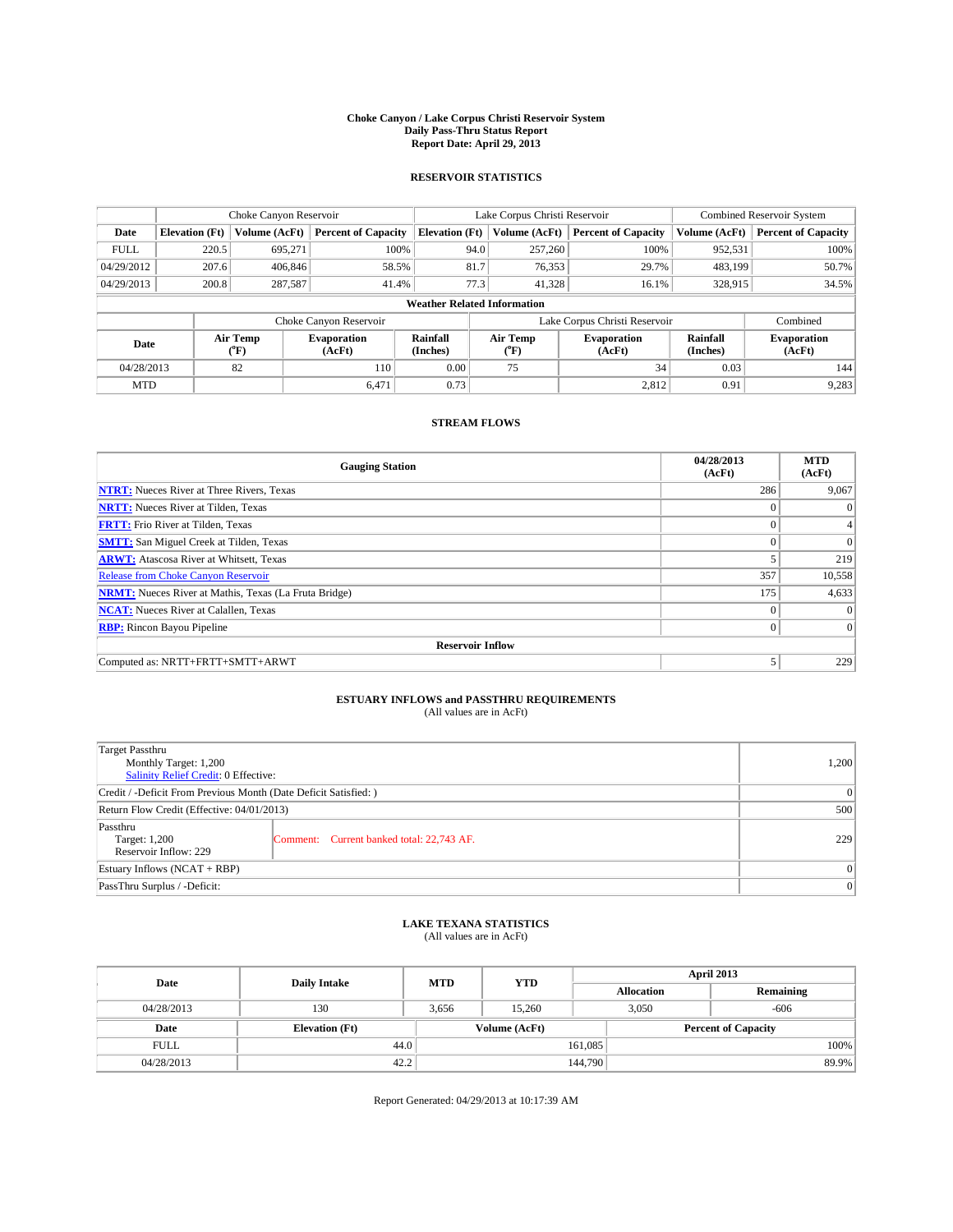# Choke Canyon / Lake Corpus Christi Reservoir System
## Daily Pass-Thru Status Report
## Report Date: April 29, 2013

### RESERVOIR STATISTICS

| | Choke Canyon Reservoir | | | Lake Corpus Christi Reservoir | | | Combined Reservoir System | |
|---|---|---|---|---|---|---|---|---|
| Date | Elevation (Ft) | Volume (AcFt) | Percent of Capacity | Elevation (Ft) | Volume (AcFt) | Percent of Capacity | Volume (AcFt) | Percent of Capacity |
| FULL | 220.5 | 695,271 | 100% | 94.0 | 257,260 | 100% | 952,531 | 100% |
| 04/29/2012 | 207.6 | 406,846 | 58.5% | 81.7 | 76,353 | 29.7% | 483,199 | 50.7% |
| 04/29/2013 | 200.8 | 287,587 | 41.4% | 77.3 | 41,328 | 16.1% | 328,915 | 34.5% |

**Weather Related Information**

| | Choke Canyon Reservoir | | | Lake Corpus Christi Reservoir | | | Combined |
|---|---|---|---|---|---|---|---|
| Date | Air Temp (°F) | Evaporation (AcFt) | Rainfall (Inches) | Air Temp (°F) | Evaporation (AcFt) | Rainfall (Inches) | Evaporation (AcFt) |
| 04/28/2013 | 82 | 110 | 0.00 | 75 | 34 | 0.03 | 144 |
| MTD | | 6,471 | 0.73 | | 2,812 | 0.91 | 9,283 |

### STREAM FLOWS

| Gauging Station | 04/28/2013 (AcFt) | MTD (AcFt) |
|---|---|---|
| NTRT: Nueces River at Three Rivers, Texas | 286 | 9,067 |
| NRTT: Nueces River at Tilden, Texas | 0 | 0 |
| FRTT: Frio River at Tilden, Texas | 0 | 4 |
| SMTT: San Miguel Creek at Tilden, Texas | 0 | 0 |
| ARWT: Atascosa River at Whitsett, Texas | 5 | 219 |
| Release from Choke Canyon Reservoir | 357 | 10,558 |
| NRMT: Nueces River at Mathis, Texas (La Fruta Bridge) | 175 | 4,633 |
| NCAT: Nueces River at Calallen, Texas | 0 | 0 |
| RBP: Rincon Bayou Pipeline | 0 | 0 |
| **Reservoir Inflow** | | |
| Computed as: NRTT+FRTT+SMTT+ARWT | 5 | 229 |

### ESTUARY INFLOWS and PASSTHRU REQUIREMENTS
(All values are in AcFt)

| | |
|---|---|
| Target Passthru<br>Monthly Target: 1,200<br>Salinity Relief Credit: 0 Effective: | 1,200 |
| Credit / -Deficit From Previous Month (Date Deficit Satisfied: ) | 0 |
| Return Flow Credit (Effective: 04/01/2013) | 500 |
| Passthru<br>Target: 1,200<br>Reservoir Inflow: 229 — Comment: Current banked total: 22,743 AF. | 229 |
| Estuary Inflows (NCAT + RBP) | 0 |
| PassThru Surplus / -Deficit: | 0 |

### LAKE TEXANA STATISTICS
(All values are in AcFt)

| Date | Daily Intake | MTD | YTD | April 2013 Allocation | April 2013 Remaining |
|---|---|---|---|---|---|
| 04/28/2013 | 130 | 3,656 | 15,260 | 3,050 | -606 |

| Date | Elevation (Ft) | Volume (AcFt) | Percent of Capacity |
|---|---|---|---|
| FULL | 44.0 | 161,085 | 100% |
| 04/28/2013 | 42.2 | 144,790 | 89.9% |

Report Generated: 04/29/2013 at 10:17:39 AM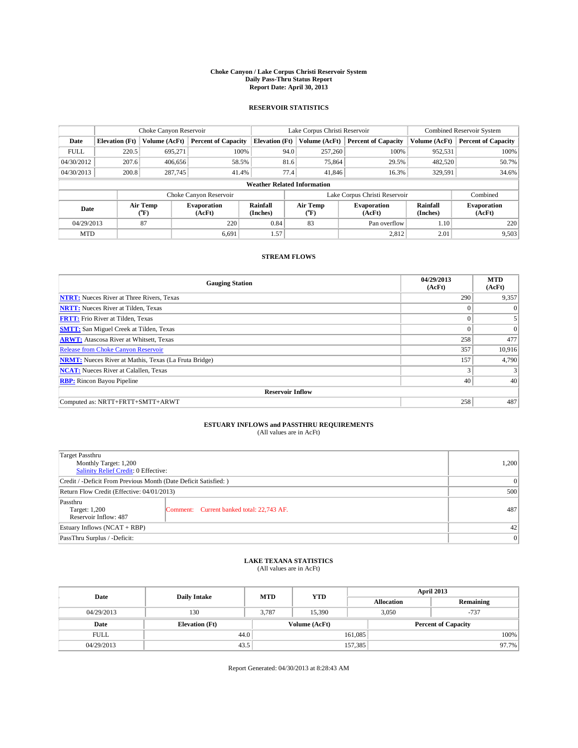# Choke Canyon / Lake Corpus Christi Reservoir System
## Daily Pass-Thru Status Report
## Report Date: April 30, 2013

### RESERVOIR STATISTICS

| | Choke Canyon Reservoir | | | Lake Corpus Christi Reservoir | | | Combined Reservoir System | |
|---|---|---|---|---|---|---|---|---|
| Date | Elevation (Ft) | Volume (AcFt) | Percent of Capacity | Elevation (Ft) | Volume (AcFt) | Percent of Capacity | Volume (AcFt) | Percent of Capacity |
| FULL | 220.5 | 695,271 | 100% | 94.0 | 257,260 | 100% | 952,531 | 100% |
| 04/30/2012 | 207.6 | 406,656 | 58.5% | 81.6 | 75,864 | 29.5% | 482,520 | 50.7% |
| 04/30/2013 | 200.8 | 287,745 | 41.4% | 77.4 | 41,846 | 16.3% | 329,591 | 34.6% |

**Weather Related Information**

| | Choke Canyon Reservoir | | | Lake Corpus Christi Reservoir | | | Combined |
|---|---|---|---|---|---|---|---|
| Date | Air Temp (°F) | Evaporation (AcFt) | Rainfall (Inches) | Air Temp (°F) | Evaporation (AcFt) | Rainfall (Inches) | Evaporation (AcFt) |
| 04/29/2013 | 87 | 220 | 0.84 | 83 | Pan overflow | 1.10 | 220 |
| MTD | | 6,691 | 1.57 | | 2,812 | 2.01 | 9,503 |

### STREAM FLOWS

| Gauging Station | 04/29/2013 (AcFt) | MTD (AcFt) |
|---|---|---|
| NTRT: Nueces River at Three Rivers, Texas | 290 | 9,357 |
| NRTT: Nueces River at Tilden, Texas | 0 | 0 |
| FRTT: Frio River at Tilden, Texas | 0 | 5 |
| SMTT: San Miguel Creek at Tilden, Texas | 0 | 0 |
| ARWT: Atascosa River at Whitsett, Texas | 258 | 477 |
| Release from Choke Canyon Reservoir | 357 | 10,916 |
| NRMT: Nueces River at Mathis, Texas (La Fruta Bridge) | 157 | 4,790 |
| NCAT: Nueces River at Calallen, Texas | 3 | 3 |
| RBP: Rincon Bayou Pipeline | 40 | 40 |
| **Reservoir Inflow** | | |
| Computed as: NRTT+FRTT+SMTT+ARWT | 258 | 487 |

### ESTUARY INFLOWS and PASSTHRU REQUIREMENTS
(All values are in AcFt)

| | | |
|---|---|---|
| Target Passthru<br>Monthly Target: 1,200<br>Salinity Relief Credit: 0 Effective: | | 1,200 |
| Credit / -Deficit From Previous Month (Date Deficit Satisfied: ) | | 0 |
| Return Flow Credit (Effective: 04/01/2013) | | 500 |
| Passthru<br>Target: 1,200<br>Reservoir Inflow: 487 | Comment: Current banked total: 22,743 AF. | 487 |
| Estuary Inflows (NCAT + RBP) | | 42 |
| PassThru Surplus / -Deficit: | | 0 |

### LAKE TEXANA STATISTICS
(All values are in AcFt)

| Date | Daily Intake | MTD | YTD | April 2013 Allocation | April 2013 Remaining |
|---|---|---|---|---|---|
| 04/29/2013 | 130 | 3,787 | 15,390 | 3,050 | -737 |

| Date | Elevation (Ft) | Volume (AcFt) | Percent of Capacity |
|---|---|---|---|
| FULL | 44.0 | 161,085 | 100% |
| 04/29/2013 | 43.5 | 157,385 | 97.7% |

Report Generated: 04/30/2013 at 8:28:43 AM